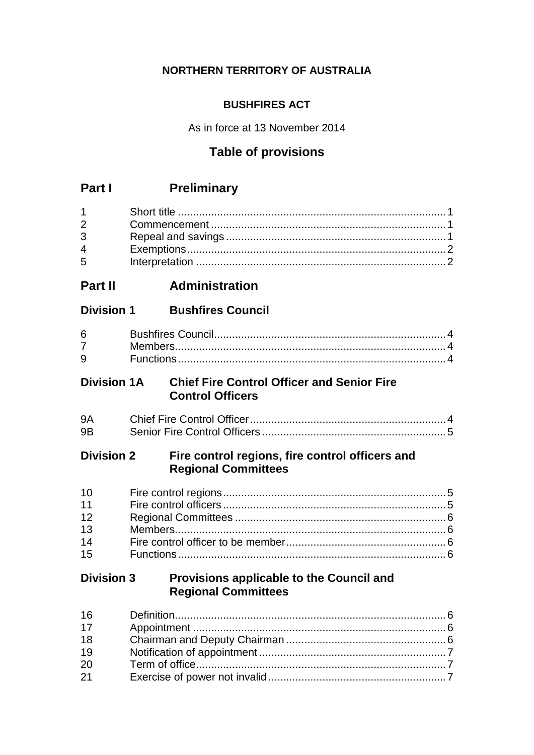**NORTHERN TERRITORY OF AUSTRALIA**

**BUSHFIRES ACT**

As in force at 13 November 2014

## Table of provisions

## Part I Preliminary

| | | |
|---|---|---|
| 1 | Short title | 1 |
| 2 | Commencement | 1 |
| 3 | Repeal and savings | 1 |
| 4 | Exemptions | 2 |
| 5 | Interpretation | 2 |

## Part II Administration

### Division 1 Bushfires Council

| | | |
|---|---|---|
| 6 | Bushfires Council | 4 |
| 7 | Members | 4 |
| 9 | Functions | 4 |

### Division 1A Chief Fire Control Officer and Senior Fire Control Officers

| | | |
|---|---|---|
| 9A | Chief Fire Control Officer | 4 |
| 9B | Senior Fire Control Officers | 5 |

### Division 2 Fire control regions, fire control officers and Regional Committees

| | | |
|---|---|---|
| 10 | Fire control regions | 5 |
| 11 | Fire control officers | 5 |
| 12 | Regional Committees | 6 |
| 13 | Members | 6 |
| 14 | Fire control officer to be member | 6 |
| 15 | Functions | 6 |

### Division 3 Provisions applicable to the Council and Regional Committees

| | | |
|---|---|---|
| 16 | Definition | 6 |
| 17 | Appointment | 6 |
| 18 | Chairman and Deputy Chairman | 6 |
| 19 | Notification of appointment | 7 |
| 20 | Term of office | 7 |
| 21 | Exercise of power not invalid | 7 |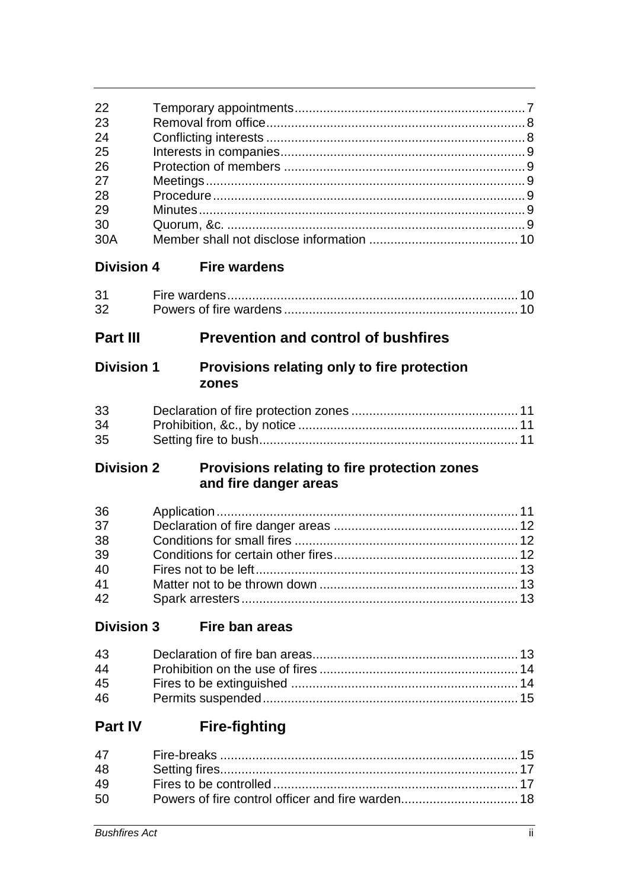| | | |
|---|---|---|
| 22 | Temporary appointments | 7 |
| 23 | Removal from office | 8 |
| 24 | Conflicting interests | 8 |
| 25 | Interests in companies | 9 |
| 26 | Protection of members | 9 |
| 27 | Meetings | 9 |
| 28 | Procedure | 9 |
| 29 | Minutes | 9 |
| 30 | Quorum, &c. | 9 |
| 30A | Member shall not disclose information | 10 |

### Division 4 Fire wardens

| | | |
|---|---|---|
| 31 | Fire wardens | 10 |
| 32 | Powers of fire wardens | 10 |

## Part III Prevention and control of bushfires

### Division 1 Provisions relating only to fire protection zones

| | | |
|---|---|---|
| 33 | Declaration of fire protection zones | 11 |
| 34 | Prohibition, &c., by notice | 11 |
| 35 | Setting fire to bush | 11 |

### Division 2 Provisions relating to fire protection zones and fire danger areas

| | | |
|---|---|---|
| 36 | Application | 11 |
| 37 | Declaration of fire danger areas | 12 |
| 38 | Conditions for small fires | 12 |
| 39 | Conditions for certain other fires | 12 |
| 40 | Fires not to be left | 13 |
| 41 | Matter not to be thrown down | 13 |
| 42 | Spark arresters | 13 |

### Division 3 Fire ban areas

| | | |
|---|---|---|
| 43 | Declaration of fire ban areas | 13 |
| 44 | Prohibition on the use of fires | 14 |
| 45 | Fires to be extinguished | 14 |
| 46 | Permits suspended | 15 |

## Part IV Fire-fighting

| | | |
|---|---|---|
| 47 | Fire-breaks | 15 |
| 48 | Setting fires | 17 |
| 49 | Fires to be controlled | 17 |
| 50 | Powers of fire control officer and fire warden | 18 |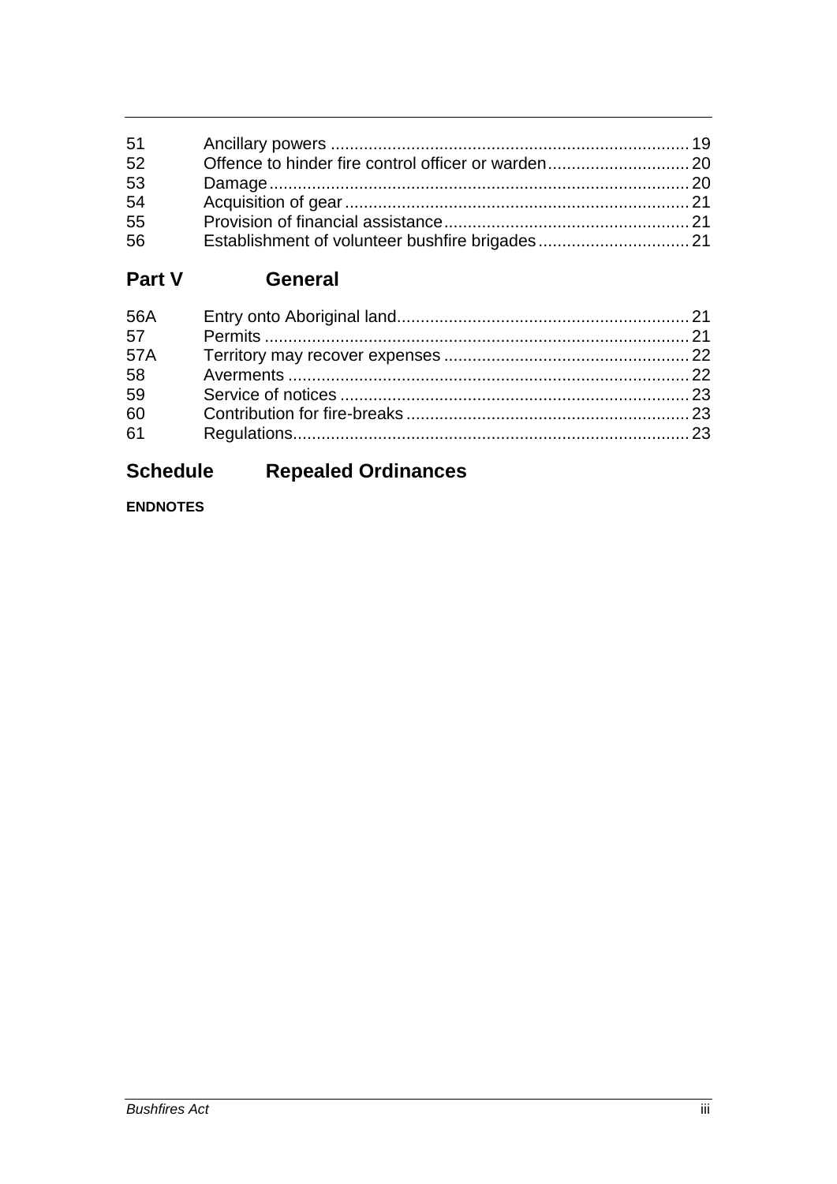| | | |
|---|---|---|
| 51 | Ancillary powers | 19 |
| 52 | Offence to hinder fire control officer or warden | 20 |
| 53 | Damage | 20 |
| 54 | Acquisition of gear | 21 |
| 55 | Provision of financial assistance | 21 |
| 56 | Establishment of volunteer bushfire brigades | 21 |

## Part V General

| | | |
|---|---|---|
| 56A | Entry onto Aboriginal land | 21 |
| 57 | Permits | 21 |
| 57A | Territory may recover expenses | 22 |
| 58 | Averments | 22 |
| 59 | Service of notices | 23 |
| 60 | Contribution for fire-breaks | 23 |
| 61 | Regulations | 23 |

## Schedule Repealed Ordinances

**ENDNOTES**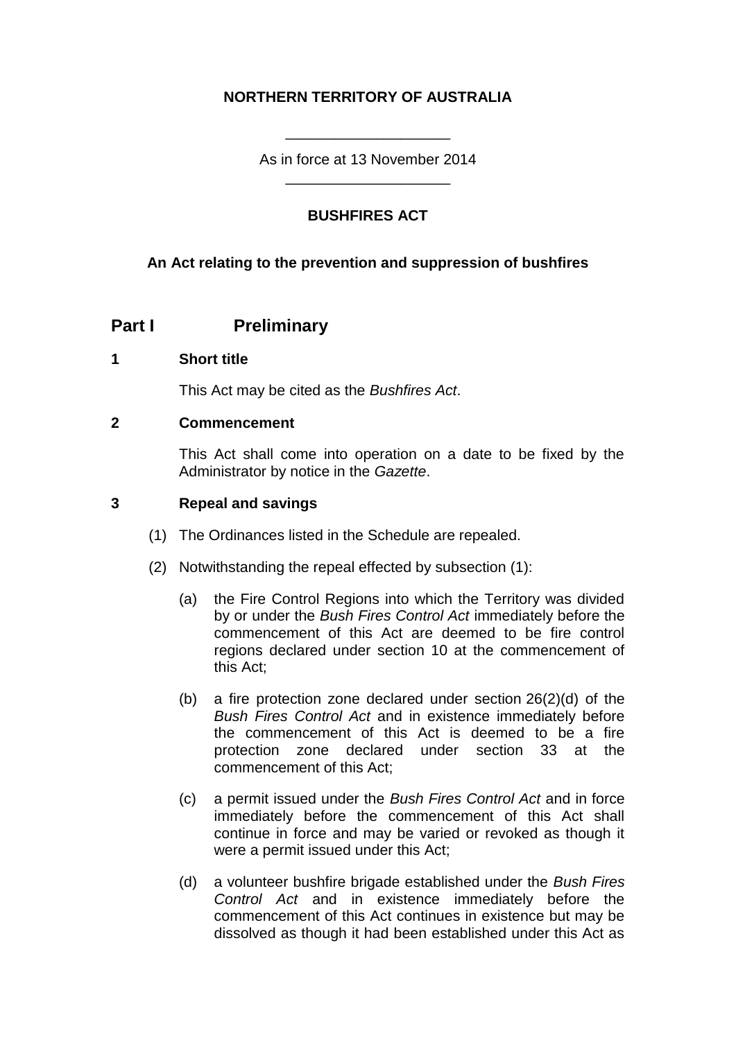**NORTHERN TERRITORY OF AUSTRALIA**

As in force at 13 November 2014

**BUSHFIRES ACT**

**An Act relating to the prevention and suppression of bushfires**

## Part I Preliminary

### 1 Short title

This Act may be cited as the *Bushfires Act*.

### 2 Commencement

This Act shall come into operation on a date to be fixed by the Administrator by notice in the *Gazette*.

### 3 Repeal and savings

(1) The Ordinances listed in the Schedule are repealed.

(2) Notwithstanding the repeal effected by subsection (1):

(a) the Fire Control Regions into which the Territory was divided by or under the *Bush Fires Control Act* immediately before the commencement of this Act are deemed to be fire control regions declared under section 10 at the commencement of this Act;

(b) a fire protection zone declared under section 26(2)(d) of the *Bush Fires Control Act* and in existence immediately before the commencement of this Act is deemed to be a fire protection zone declared under section 33 at the commencement of this Act;

(c) a permit issued under the *Bush Fires Control Act* and in force immediately before the commencement of this Act shall continue in force and may be varied or revoked as though it were a permit issued under this Act;

(d) a volunteer bushfire brigade established under the *Bush Fires Control Act* and in existence immediately before the commencement of this Act continues in existence but may be dissolved as though it had been established under this Act as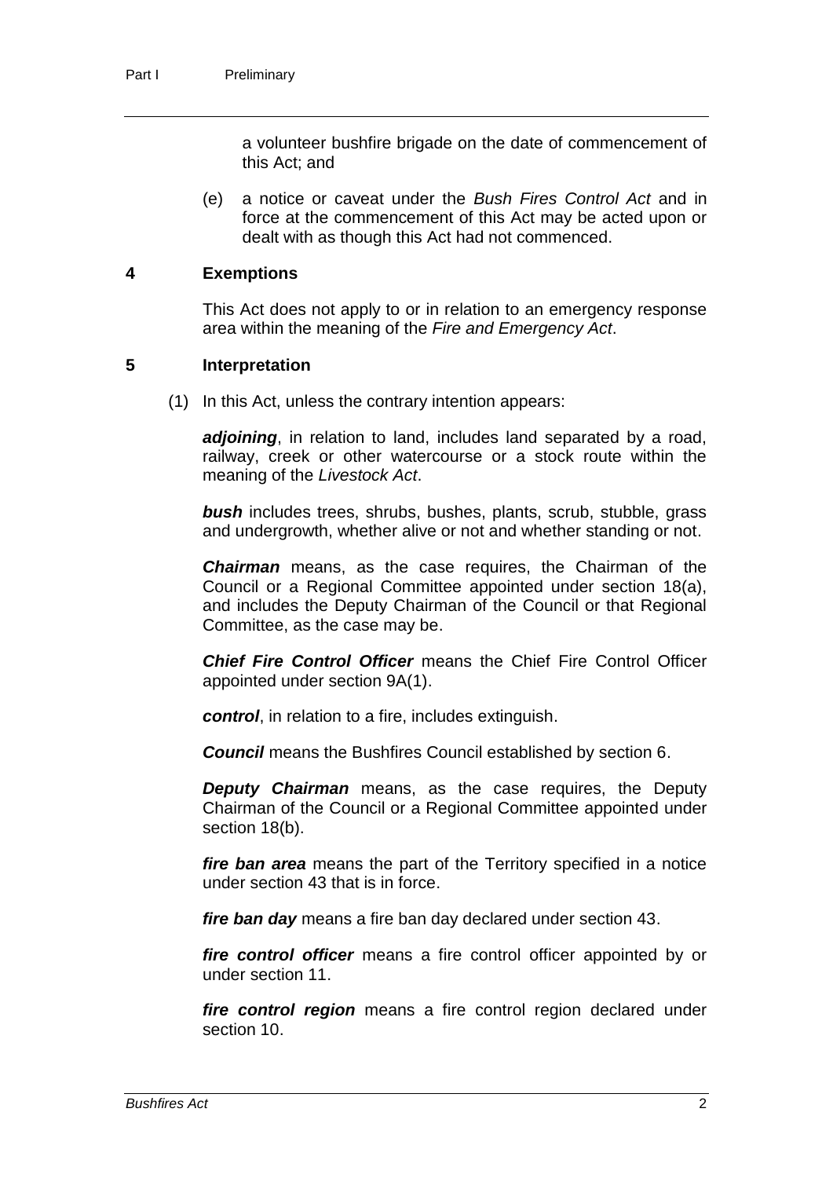a volunteer bushfire brigade on the date of commencement of this Act; and

(e) a notice or caveat under the *Bush Fires Control Act* and in force at the commencement of this Act may be acted upon or dealt with as though this Act had not commenced.

## 4 Exemptions

This Act does not apply to or in relation to an emergency response area within the meaning of the *Fire and Emergency Act*.

## 5 Interpretation

(1) In this Act, unless the contrary intention appears:

***adjoining***, in relation to land, includes land separated by a road, railway, creek or other watercourse or a stock route within the meaning of the *Livestock Act*.

***bush*** includes trees, shrubs, bushes, plants, scrub, stubble, grass and undergrowth, whether alive or not and whether standing or not.

***Chairman*** means, as the case requires, the Chairman of the Council or a Regional Committee appointed under section 18(a), and includes the Deputy Chairman of the Council or that Regional Committee, as the case may be.

***Chief Fire Control Officer*** means the Chief Fire Control Officer appointed under section 9A(1).

***control***, in relation to a fire, includes extinguish.

***Council*** means the Bushfires Council established by section 6.

***Deputy Chairman*** means, as the case requires, the Deputy Chairman of the Council or a Regional Committee appointed under section 18(b).

***fire ban area*** means the part of the Territory specified in a notice under section 43 that is in force.

***fire ban day*** means a fire ban day declared under section 43.

***fire control officer*** means a fire control officer appointed by or under section 11.

***fire control region*** means a fire control region declared under section 10.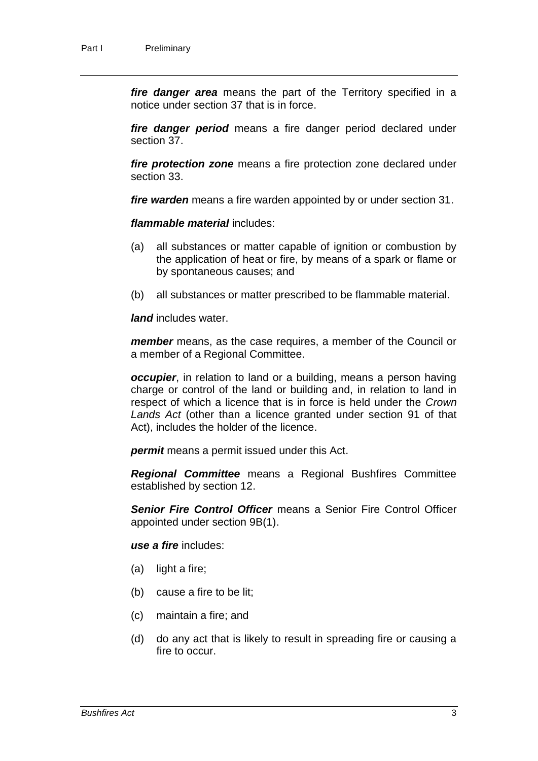***fire danger area*** means the part of the Territory specified in a notice under section 37 that is in force.

***fire danger period*** means a fire danger period declared under section 37.

***fire protection zone*** means a fire protection zone declared under section 33.

***fire warden*** means a fire warden appointed by or under section 31.

***flammable material*** includes:

(a) all substances or matter capable of ignition or combustion by the application of heat or fire, by means of a spark or flame or by spontaneous causes; and

(b) all substances or matter prescribed to be flammable material.

***land*** includes water.

***member*** means, as the case requires, a member of the Council or a member of a Regional Committee.

***occupier***, in relation to land or a building, means a person having charge or control of the land or building and, in relation to land in respect of which a licence that is in force is held under the *Crown Lands Act* (other than a licence granted under section 91 of that Act), includes the holder of the licence.

***permit*** means a permit issued under this Act.

***Regional Committee*** means a Regional Bushfires Committee established by section 12.

***Senior Fire Control Officer*** means a Senior Fire Control Officer appointed under section 9B(1).

***use a fire*** includes:

(a) light a fire;

(b) cause a fire to be lit;

(c) maintain a fire; and

(d) do any act that is likely to result in spreading fire or causing a fire to occur.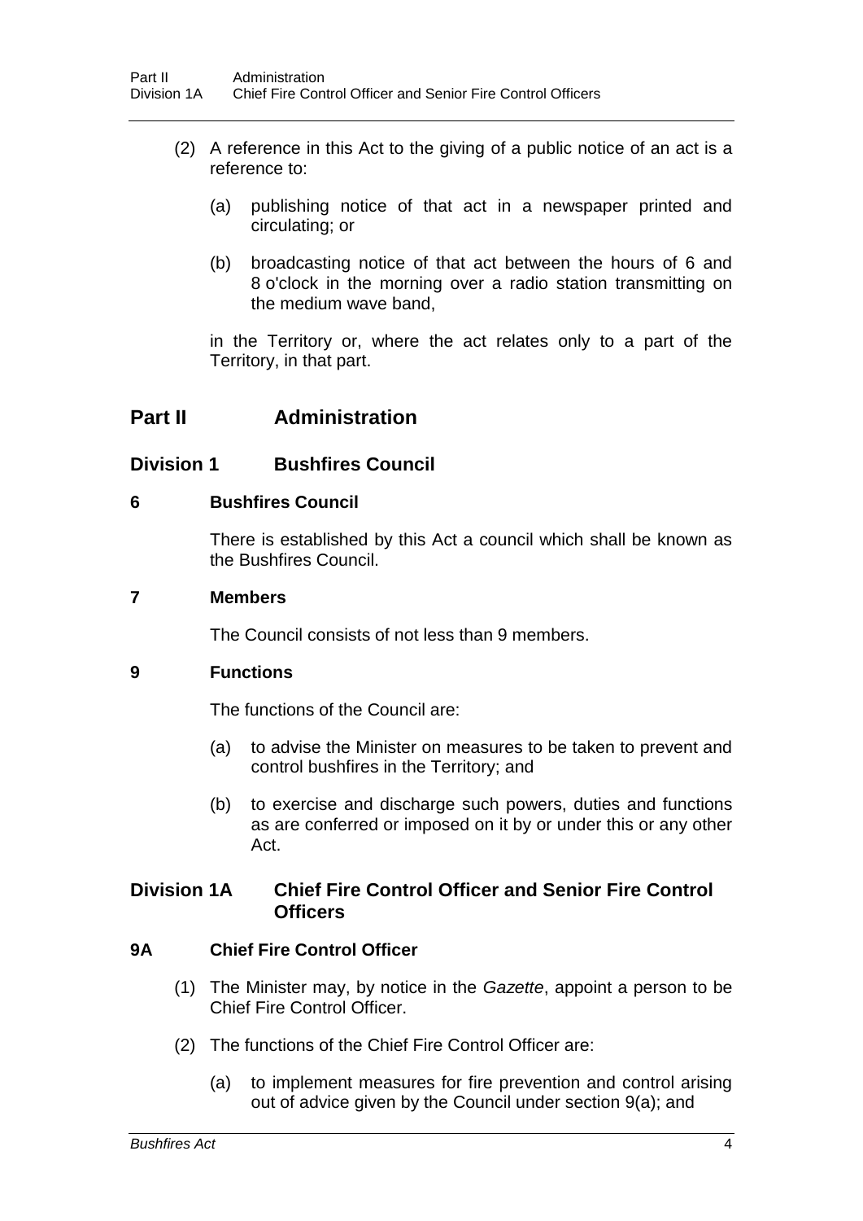(2) A reference in this Act to the giving of a public notice of an act is a reference to:

(a) publishing notice of that act in a newspaper printed and circulating; or

(b) broadcasting notice of that act between the hours of 6 and 8 o'clock in the morning over a radio station transmitting on the medium wave band,

in the Territory or, where the act relates only to a part of the Territory, in that part.

# Part II Administration

## Division 1 Bushfires Council

### 6 Bushfires Council

There is established by this Act a council which shall be known as the Bushfires Council.

### 7 Members

The Council consists of not less than 9 members.

### 9 Functions

The functions of the Council are:

(a) to advise the Minister on measures to be taken to prevent and control bushfires in the Territory; and

(b) to exercise and discharge such powers, duties and functions as are conferred or imposed on it by or under this or any other Act.

## Division 1A Chief Fire Control Officer and Senior Fire Control Officers

### 9A Chief Fire Control Officer

(1) The Minister may, by notice in the *Gazette*, appoint a person to be Chief Fire Control Officer.

(2) The functions of the Chief Fire Control Officer are:

(a) to implement measures for fire prevention and control arising out of advice given by the Council under section 9(a); and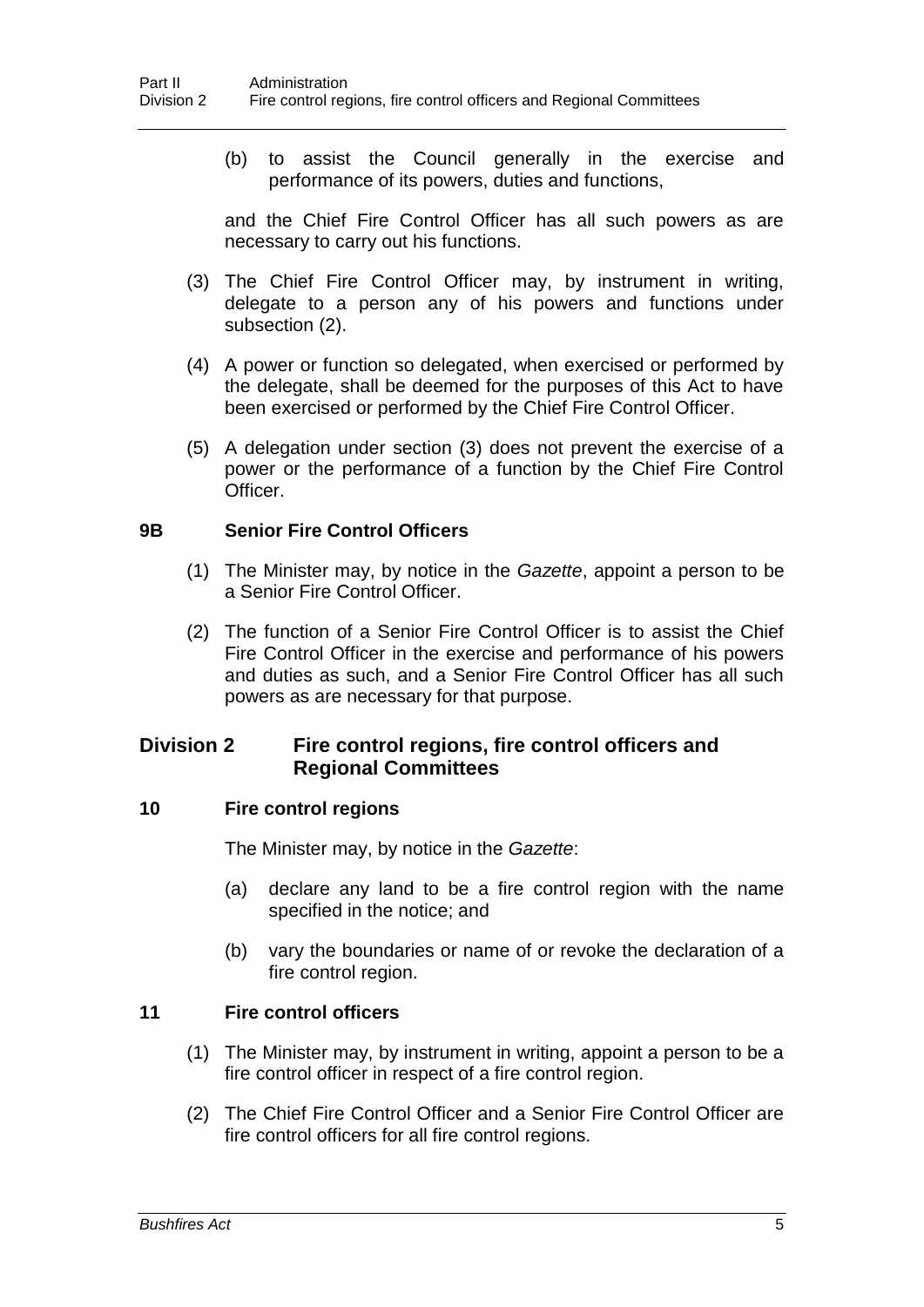(b) to assist the Council generally in the exercise and performance of its powers, duties and functions,

and the Chief Fire Control Officer has all such powers as are necessary to carry out his functions.

(3) The Chief Fire Control Officer may, by instrument in writing, delegate to a person any of his powers and functions under subsection (2).

(4) A power or function so delegated, when exercised or performed by the delegate, shall be deemed for the purposes of this Act to have been exercised or performed by the Chief Fire Control Officer.

(5) A delegation under section (3) does not prevent the exercise of a power or the performance of a function by the Chief Fire Control Officer.

### 9B Senior Fire Control Officers

(1) The Minister may, by notice in the *Gazette*, appoint a person to be a Senior Fire Control Officer.

(2) The function of a Senior Fire Control Officer is to assist the Chief Fire Control Officer in the exercise and performance of his powers and duties as such, and a Senior Fire Control Officer has all such powers as are necessary for that purpose.

## Division 2 Fire control regions, fire control officers and Regional Committees

### 10 Fire control regions

The Minister may, by notice in the *Gazette*:

(a) declare any land to be a fire control region with the name specified in the notice; and

(b) vary the boundaries or name of or revoke the declaration of a fire control region.

### 11 Fire control officers

(1) The Minister may, by instrument in writing, appoint a person to be a fire control officer in respect of a fire control region.

(2) The Chief Fire Control Officer and a Senior Fire Control Officer are fire control officers for all fire control regions.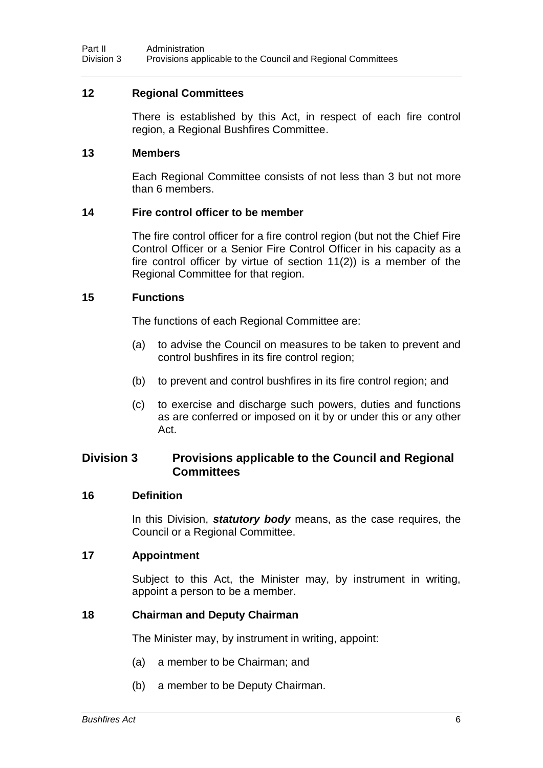### 12 Regional Committees

There is established by this Act, in respect of each fire control region, a Regional Bushfires Committee.

### 13 Members

Each Regional Committee consists of not less than 3 but not more than 6 members.

### 14 Fire control officer to be member

The fire control officer for a fire control region (but not the Chief Fire Control Officer or a Senior Fire Control Officer in his capacity as a fire control officer by virtue of section 11(2)) is a member of the Regional Committee for that region.

### 15 Functions

The functions of each Regional Committee are:

(a) to advise the Council on measures to be taken to prevent and control bushfires in its fire control region;

(b) to prevent and control bushfires in its fire control region; and

(c) to exercise and discharge such powers, duties and functions as are conferred or imposed on it by or under this or any other Act.

## Division 3 Provisions applicable to the Council and Regional Committees

### 16 Definition

In this Division, ***statutory body*** means, as the case requires, the Council or a Regional Committee.

### 17 Appointment

Subject to this Act, the Minister may, by instrument in writing, appoint a person to be a member.

### 18 Chairman and Deputy Chairman

The Minister may, by instrument in writing, appoint:

(a) a member to be Chairman; and

(b) a member to be Deputy Chairman.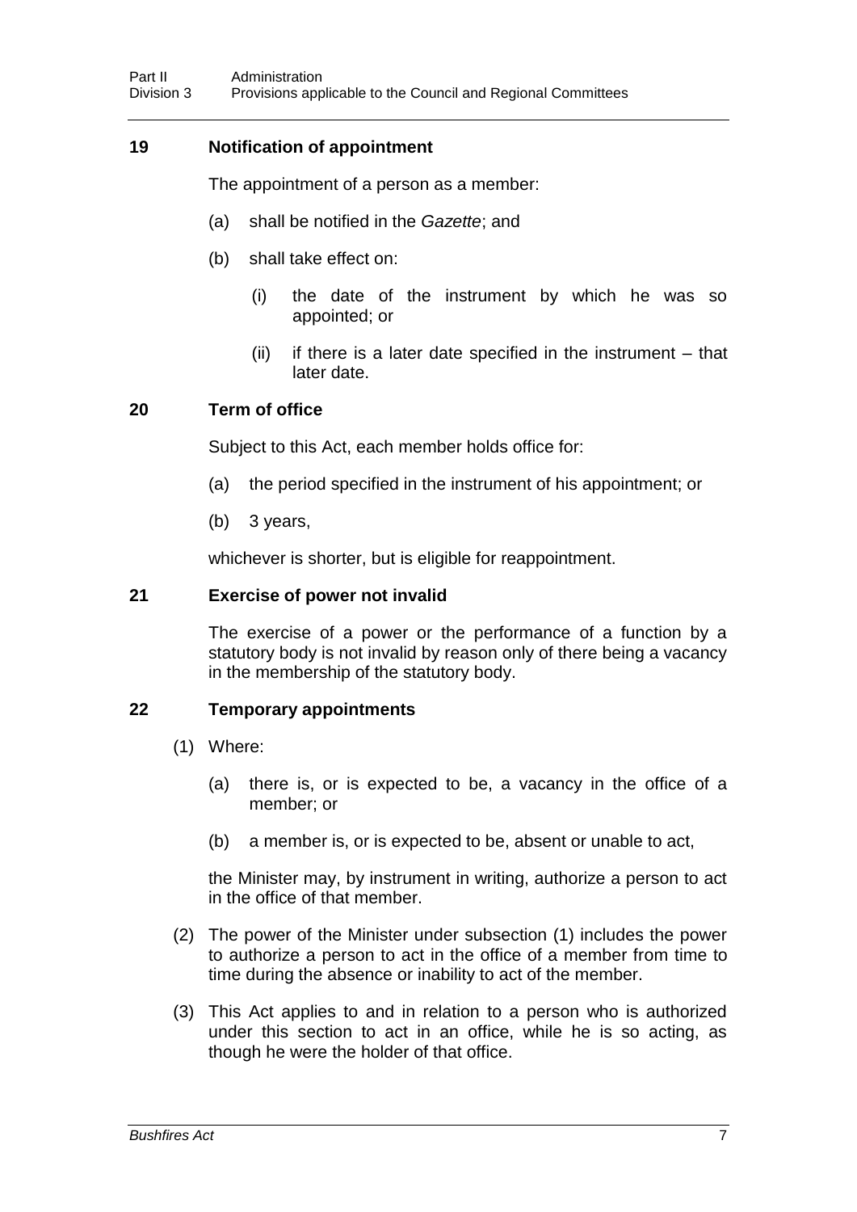## 19 Notification of appointment

The appointment of a person as a member:

(a) shall be notified in the *Gazette*; and

(b) shall take effect on:

(i) the date of the instrument by which he was so appointed; or

(ii) if there is a later date specified in the instrument – that later date.

## 20 Term of office

Subject to this Act, each member holds office for:

(a) the period specified in the instrument of his appointment; or

(b) 3 years,

whichever is shorter, but is eligible for reappointment.

## 21 Exercise of power not invalid

The exercise of a power or the performance of a function by a statutory body is not invalid by reason only of there being a vacancy in the membership of the statutory body.

## 22 Temporary appointments

(1) Where:

(a) there is, or is expected to be, a vacancy in the office of a member; or

(b) a member is, or is expected to be, absent or unable to act,

the Minister may, by instrument in writing, authorize a person to act in the office of that member.

(2) The power of the Minister under subsection (1) includes the power to authorize a person to act in the office of a member from time to time during the absence or inability to act of the member.

(3) This Act applies to and in relation to a person who is authorized under this section to act in an office, while he is so acting, as though he were the holder of that office.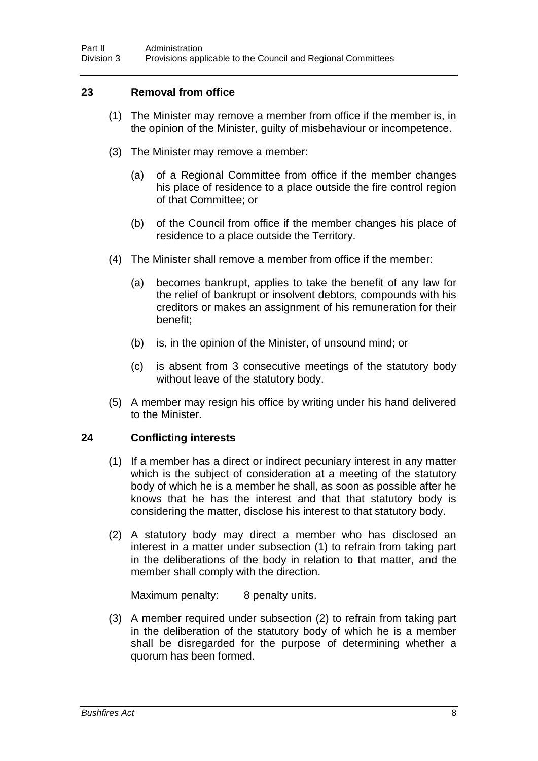## 23 Removal from office

(1) The Minister may remove a member from office if the member is, in the opinion of the Minister, guilty of misbehaviour or incompetence.

(3) The Minister may remove a member:

(a) of a Regional Committee from office if the member changes his place of residence to a place outside the fire control region of that Committee; or

(b) of the Council from office if the member changes his place of residence to a place outside the Territory.

(4) The Minister shall remove a member from office if the member:

(a) becomes bankrupt, applies to take the benefit of any law for the relief of bankrupt or insolvent debtors, compounds with his creditors or makes an assignment of his remuneration for their benefit;

(b) is, in the opinion of the Minister, of unsound mind; or

(c) is absent from 3 consecutive meetings of the statutory body without leave of the statutory body.

(5) A member may resign his office by writing under his hand delivered to the Minister.

## 24 Conflicting interests

(1) If a member has a direct or indirect pecuniary interest in any matter which is the subject of consideration at a meeting of the statutory body of which he is a member he shall, as soon as possible after he knows that he has the interest and that that statutory body is considering the matter, disclose his interest to that statutory body.

(2) A statutory body may direct a member who has disclosed an interest in a matter under subsection (1) to refrain from taking part in the deliberations of the body in relation to that matter, and the member shall comply with the direction.

Maximum penalty: 8 penalty units.

(3) A member required under subsection (2) to refrain from taking part in the deliberation of the statutory body of which he is a member shall be disregarded for the purpose of determining whether a quorum has been formed.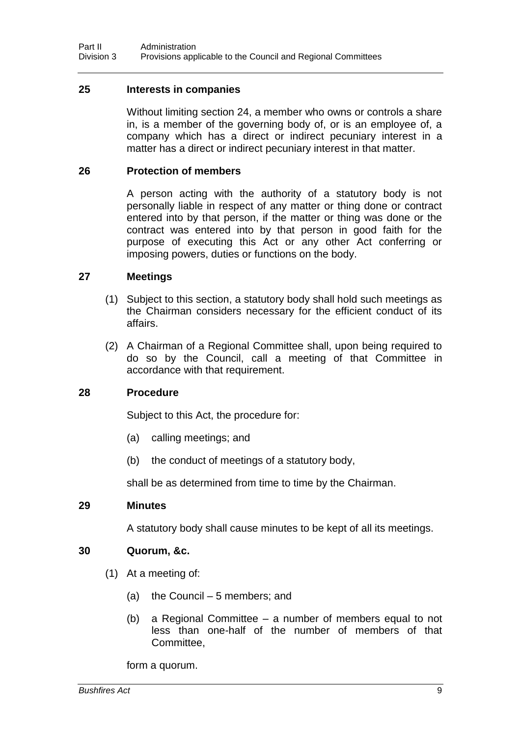### 25 Interests in companies

Without limiting section 24, a member who owns or controls a share in, is a member of the governing body of, or is an employee of, a company which has a direct or indirect pecuniary interest in a matter has a direct or indirect pecuniary interest in that matter.

### 26 Protection of members

A person acting with the authority of a statutory body is not personally liable in respect of any matter or thing done or contract entered into by that person, if the matter or thing was done or the contract was entered into by that person in good faith for the purpose of executing this Act or any other Act conferring or imposing powers, duties or functions on the body.

### 27 Meetings

(1) Subject to this section, a statutory body shall hold such meetings as the Chairman considers necessary for the efficient conduct of its affairs.

(2) A Chairman of a Regional Committee shall, upon being required to do so by the Council, call a meeting of that Committee in accordance with that requirement.

### 28 Procedure

Subject to this Act, the procedure for:

(a) calling meetings; and

(b) the conduct of meetings of a statutory body,

shall be as determined from time to time by the Chairman.

### 29 Minutes

A statutory body shall cause minutes to be kept of all its meetings.

### 30 Quorum, &c.

(1) At a meeting of:

(a) the Council – 5 members; and

(b) a Regional Committee – a number of members equal to not less than one-half of the number of members of that Committee,

form a quorum.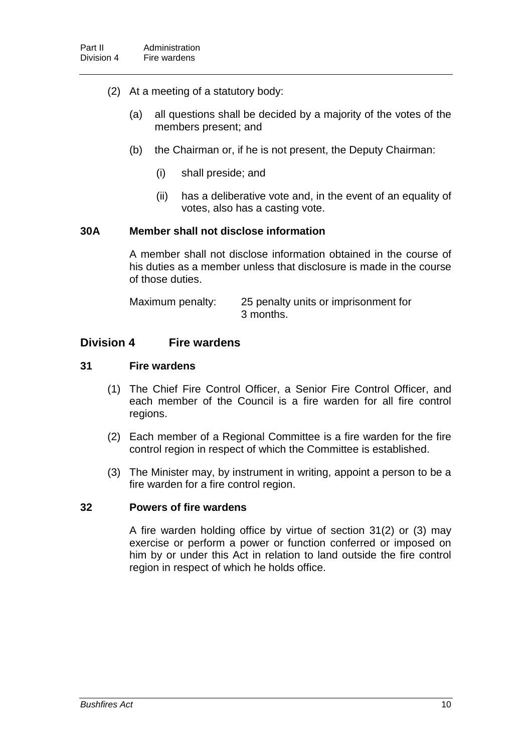(2) At a meeting of a statutory body:

(a) all questions shall be decided by a majority of the votes of the members present; and

(b) the Chairman or, if he is not present, the Deputy Chairman:

(i) shall preside; and

(ii) has a deliberative vote and, in the event of an equality of votes, also has a casting vote.

### 30A Member shall not disclose information

A member shall not disclose information obtained in the course of his duties as a member unless that disclosure is made in the course of those duties.

Maximum penalty: 25 penalty units or imprisonment for 3 months.

## Division 4 Fire wardens

### 31 Fire wardens

(1) The Chief Fire Control Officer, a Senior Fire Control Officer, and each member of the Council is a fire warden for all fire control regions.

(2) Each member of a Regional Committee is a fire warden for the fire control region in respect of which the Committee is established.

(3) The Minister may, by instrument in writing, appoint a person to be a fire warden for a fire control region.

### 32 Powers of fire wardens

A fire warden holding office by virtue of section 31(2) or (3) may exercise or perform a power or function conferred or imposed on him by or under this Act in relation to land outside the fire control region in respect of which he holds office.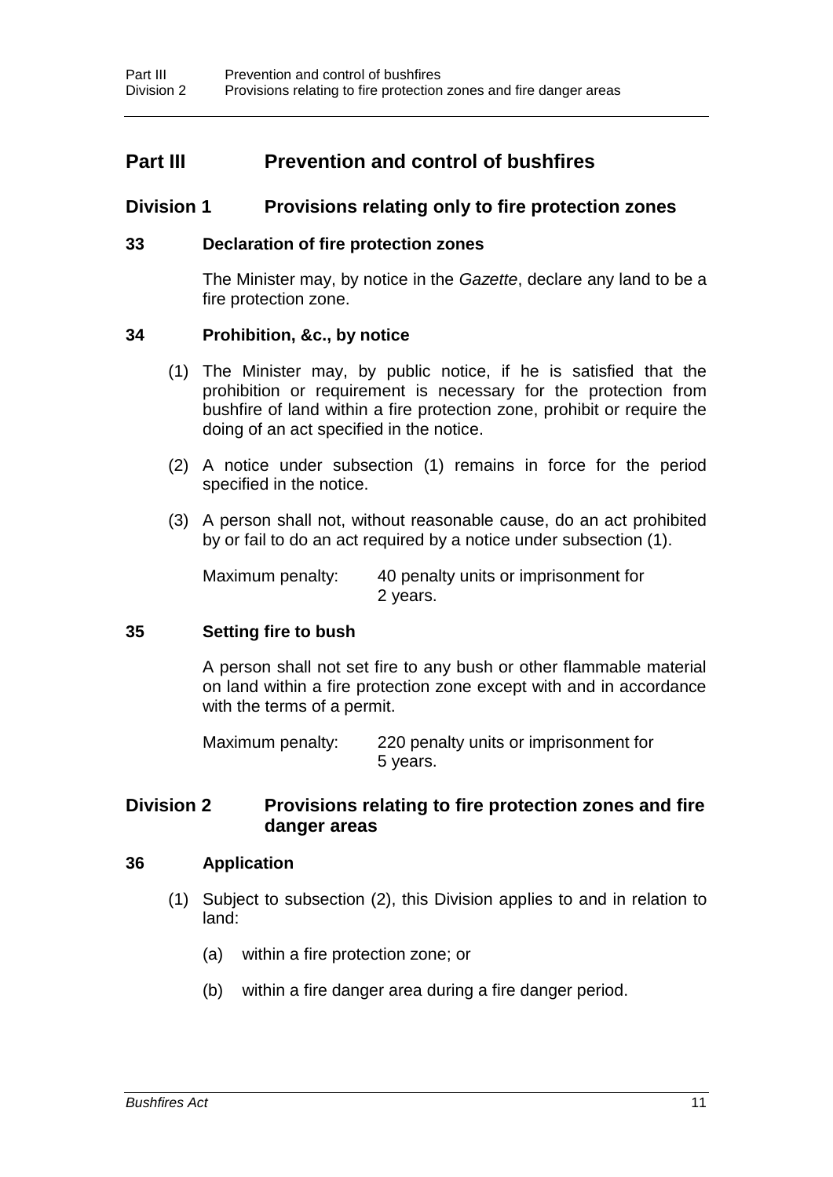# Part III Prevention and control of bushfires

## Division 1 Provisions relating only to fire protection zones

### 33 Declaration of fire protection zones

The Minister may, by notice in the *Gazette*, declare any land to be a fire protection zone.

### 34 Prohibition, &c., by notice

(1) The Minister may, by public notice, if he is satisfied that the prohibition or requirement is necessary for the protection from bushfire of land within a fire protection zone, prohibit or require the doing of an act specified in the notice.

(2) A notice under subsection (1) remains in force for the period specified in the notice.

(3) A person shall not, without reasonable cause, do an act prohibited by or fail to do an act required by a notice under subsection (1).

Maximum penalty: 40 penalty units or imprisonment for 2 years.

### 35 Setting fire to bush

A person shall not set fire to any bush or other flammable material on land within a fire protection zone except with and in accordance with the terms of a permit.

Maximum penalty: 220 penalty units or imprisonment for 5 years.

## Division 2 Provisions relating to fire protection zones and fire danger areas

### 36 Application

(1) Subject to subsection (2), this Division applies to and in relation to land:

(a) within a fire protection zone; or

(b) within a fire danger area during a fire danger period.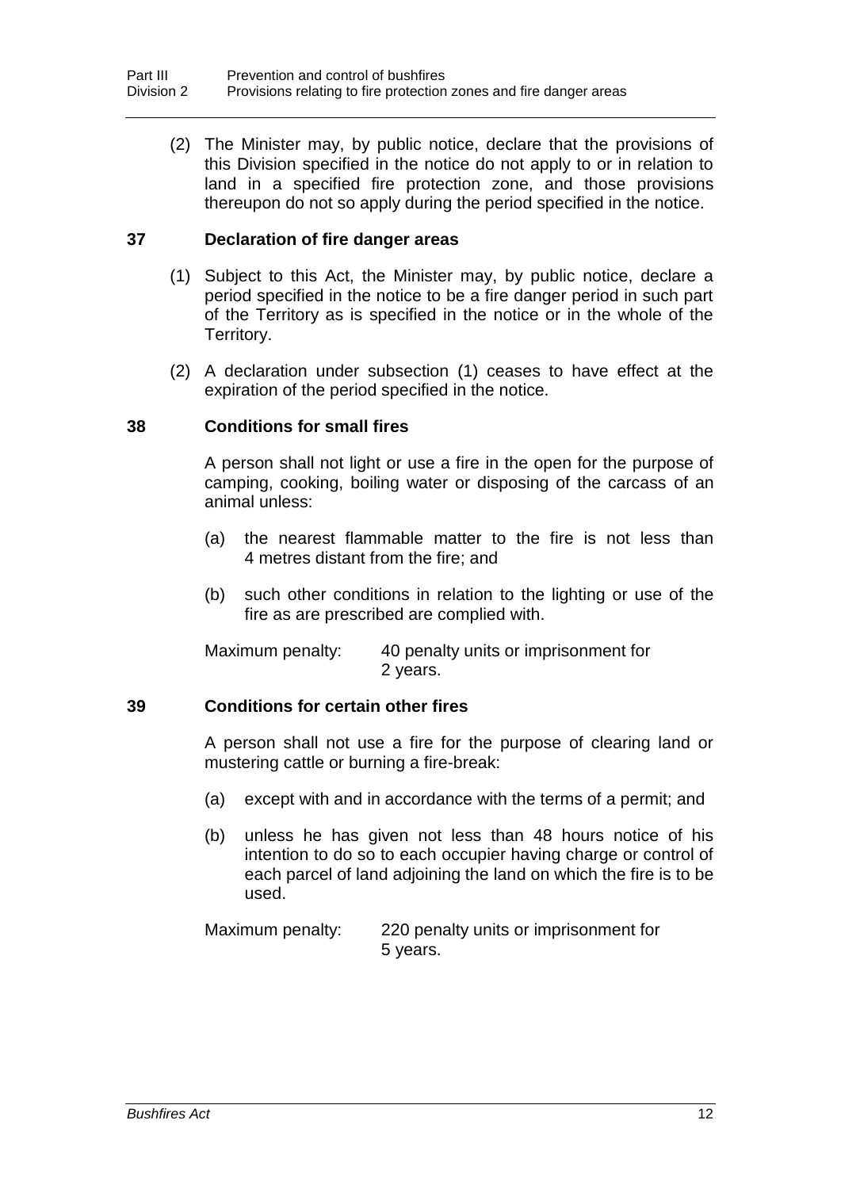(2) The Minister may, by public notice, declare that the provisions of this Division specified in the notice do not apply to or in relation to land in a specified fire protection zone, and those provisions thereupon do not so apply during the period specified in the notice.

### 37 Declaration of fire danger areas

(1) Subject to this Act, the Minister may, by public notice, declare a period specified in the notice to be a fire danger period in such part of the Territory as is specified in the notice or in the whole of the Territory.

(2) A declaration under subsection (1) ceases to have effect at the expiration of the period specified in the notice.

### 38 Conditions for small fires

A person shall not light or use a fire in the open for the purpose of camping, cooking, boiling water or disposing of the carcass of an animal unless:

(a) the nearest flammable matter to the fire is not less than 4 metres distant from the fire; and

(b) such other conditions in relation to the lighting or use of the fire as are prescribed are complied with.

Maximum penalty: 40 penalty units or imprisonment for 2 years.

### 39 Conditions for certain other fires

A person shall not use a fire for the purpose of clearing land or mustering cattle or burning a fire-break:

(a) except with and in accordance with the terms of a permit; and

(b) unless he has given not less than 48 hours notice of his intention to do so to each occupier having charge or control of each parcel of land adjoining the land on which the fire is to be used.

Maximum penalty: 220 penalty units or imprisonment for 5 years.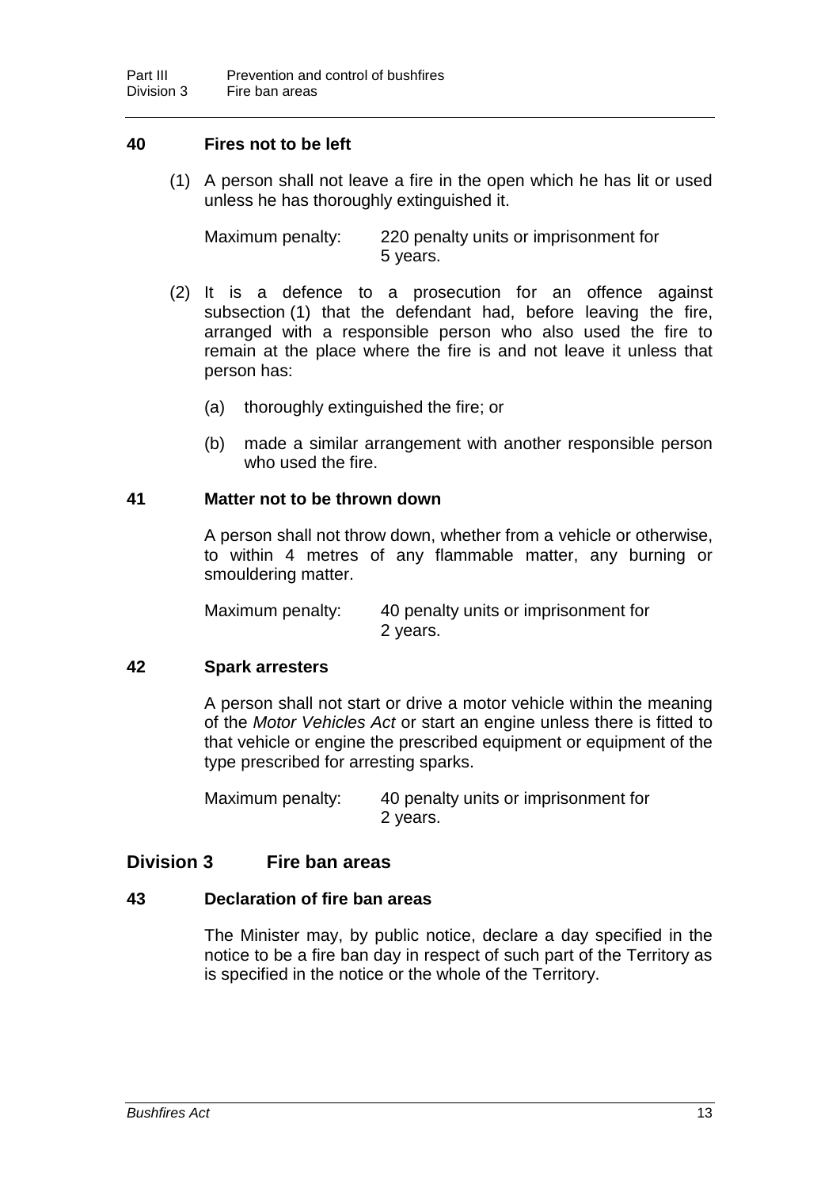### 40 Fires not to be left

(1) A person shall not leave a fire in the open which he has lit or used unless he has thoroughly extinguished it.

Maximum penalty: 220 penalty units or imprisonment for 5 years.

(2) It is a defence to a prosecution for an offence against subsection (1) that the defendant had, before leaving the fire, arranged with a responsible person who also used the fire to remain at the place where the fire is and not leave it unless that person has:

(a) thoroughly extinguished the fire; or

(b) made a similar arrangement with another responsible person who used the fire.

### 41 Matter not to be thrown down

A person shall not throw down, whether from a vehicle or otherwise, to within 4 metres of any flammable matter, any burning or smouldering matter.

Maximum penalty: 40 penalty units or imprisonment for 2 years.

### 42 Spark arresters

A person shall not start or drive a motor vehicle within the meaning of the *Motor Vehicles Act* or start an engine unless there is fitted to that vehicle or engine the prescribed equipment or equipment of the type prescribed for arresting sparks.

Maximum penalty: 40 penalty units or imprisonment for 2 years.

## Division 3 Fire ban areas

### 43 Declaration of fire ban areas

The Minister may, by public notice, declare a day specified in the notice to be a fire ban day in respect of such part of the Territory as is specified in the notice or the whole of the Territory.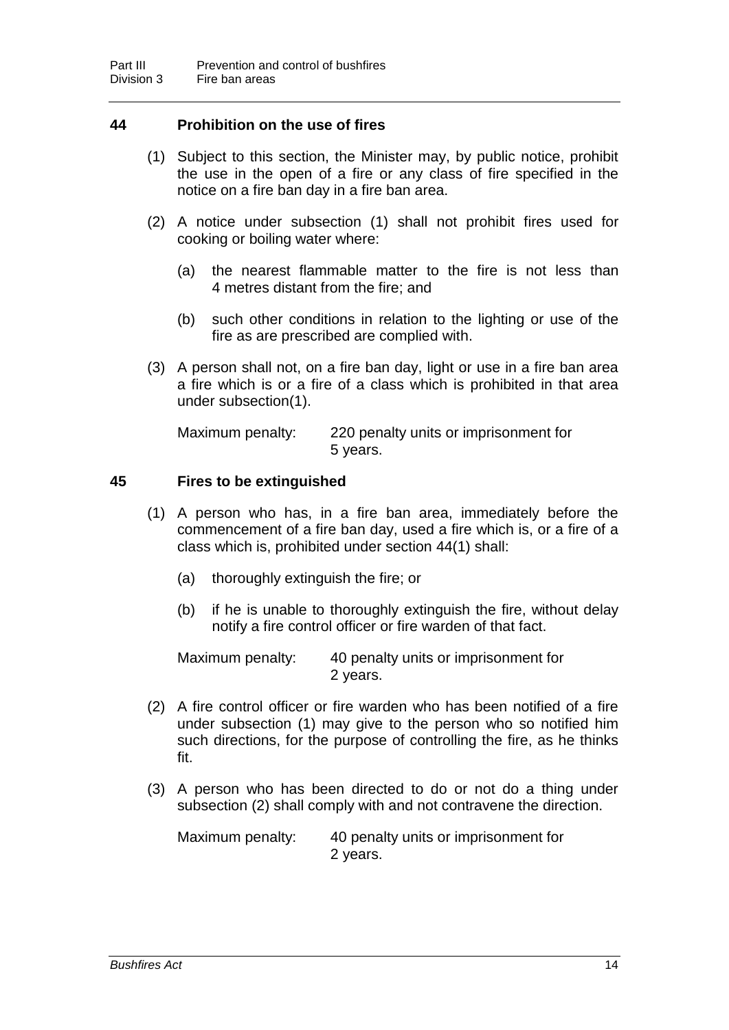## 44 Prohibition on the use of fires

(1) Subject to this section, the Minister may, by public notice, prohibit the use in the open of a fire or any class of fire specified in the notice on a fire ban day in a fire ban area.

(2) A notice under subsection (1) shall not prohibit fires used for cooking or boiling water where:

(a) the nearest flammable matter to the fire is not less than 4 metres distant from the fire; and

(b) such other conditions in relation to the lighting or use of the fire as are prescribed are complied with.

(3) A person shall not, on a fire ban day, light or use in a fire ban area a fire which is or a fire of a class which is prohibited in that area under subsection(1).

Maximum penalty: 220 penalty units or imprisonment for 5 years.

## 45 Fires to be extinguished

(1) A person who has, in a fire ban area, immediately before the commencement of a fire ban day, used a fire which is, or a fire of a class which is, prohibited under section 44(1) shall:

(a) thoroughly extinguish the fire; or

(b) if he is unable to thoroughly extinguish the fire, without delay notify a fire control officer or fire warden of that fact.

Maximum penalty: 40 penalty units or imprisonment for 2 years.

(2) A fire control officer or fire warden who has been notified of a fire under subsection (1) may give to the person who so notified him such directions, for the purpose of controlling the fire, as he thinks fit.

(3) A person who has been directed to do or not do a thing under subsection (2) shall comply with and not contravene the direction.

Maximum penalty: 40 penalty units or imprisonment for 2 years.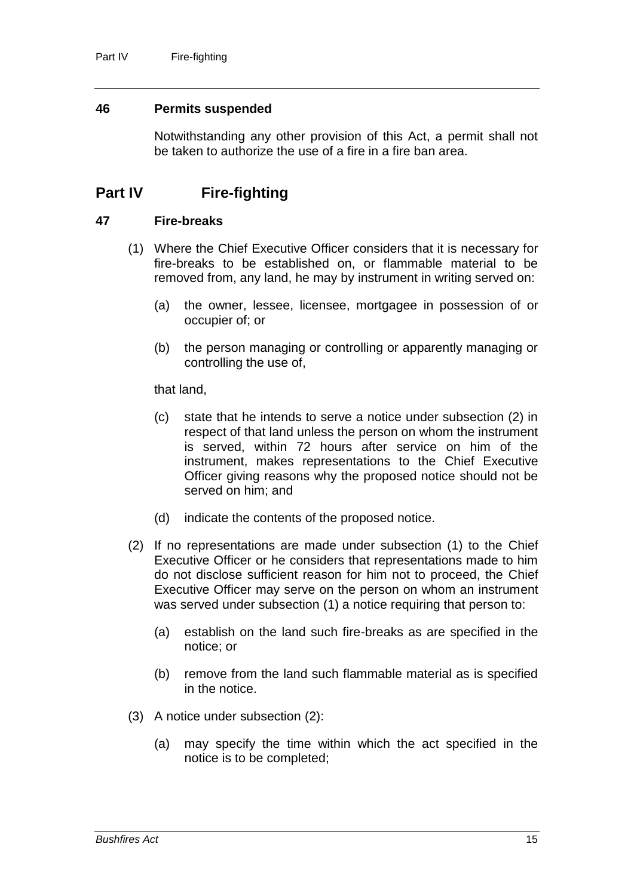### 46 Permits suspended

Notwithstanding any other provision of this Act, a permit shall not be taken to authorize the use of a fire in a fire ban area.

## Part IV Fire-fighting

### 47 Fire-breaks

(1) Where the Chief Executive Officer considers that it is necessary for fire-breaks to be established on, or flammable material to be removed from, any land, he may by instrument in writing served on:

(a) the owner, lessee, licensee, mortgagee in possession of or occupier of; or

(b) the person managing or controlling or apparently managing or controlling the use of,

that land,

(c) state that he intends to serve a notice under subsection (2) in respect of that land unless the person on whom the instrument is served, within 72 hours after service on him of the instrument, makes representations to the Chief Executive Officer giving reasons why the proposed notice should not be served on him; and

(d) indicate the contents of the proposed notice.

(2) If no representations are made under subsection (1) to the Chief Executive Officer or he considers that representations made to him do not disclose sufficient reason for him not to proceed, the Chief Executive Officer may serve on the person on whom an instrument was served under subsection (1) a notice requiring that person to:

(a) establish on the land such fire-breaks as are specified in the notice; or

(b) remove from the land such flammable material as is specified in the notice.

(3) A notice under subsection (2):

(a) may specify the time within which the act specified in the notice is to be completed;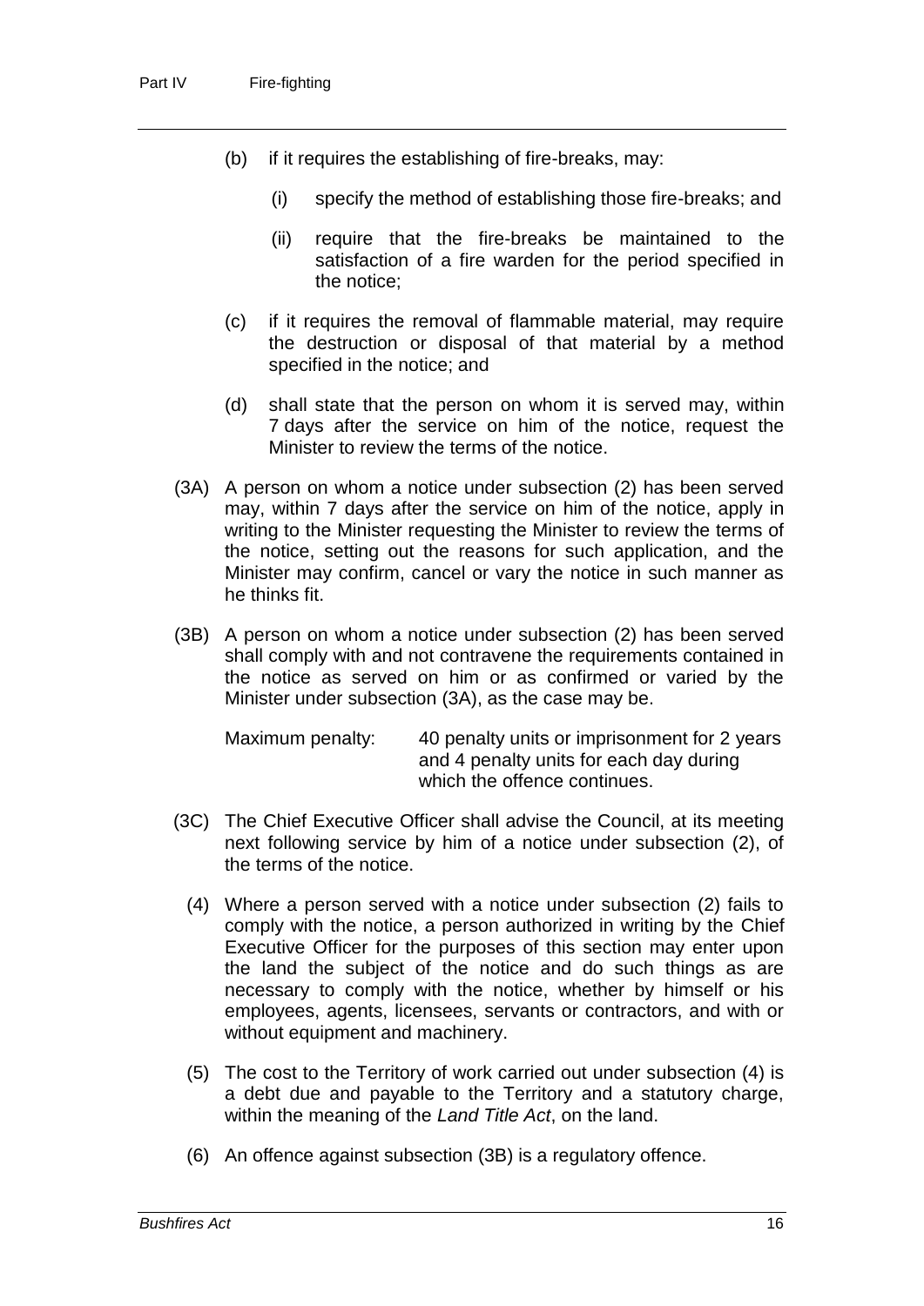(b) if it requires the establishing of fire-breaks, may:

    (i) specify the method of establishing those fire-breaks; and

    (ii) require that the fire-breaks be maintained to the satisfaction of a fire warden for the period specified in the notice;

(c) if it requires the removal of flammable material, may require the destruction or disposal of that material by a method specified in the notice; and

(d) shall state that the person on whom it is served may, within 7 days after the service on him of the notice, request the Minister to review the terms of the notice.

(3A) A person on whom a notice under subsection (2) has been served may, within 7 days after the service on him of the notice, apply in writing to the Minister requesting the Minister to review the terms of the notice, setting out the reasons for such application, and the Minister may confirm, cancel or vary the notice in such manner as he thinks fit.

(3B) A person on whom a notice under subsection (2) has been served shall comply with and not contravene the requirements contained in the notice as served on him or as confirmed or varied by the Minister under subsection (3A), as the case may be.

Maximum penalty: 40 penalty units or imprisonment for 2 years and 4 penalty units for each day during which the offence continues.

(3C) The Chief Executive Officer shall advise the Council, at its meeting next following service by him of a notice under subsection (2), of the terms of the notice.

(4) Where a person served with a notice under subsection (2) fails to comply with the notice, a person authorized in writing by the Chief Executive Officer for the purposes of this section may enter upon the land the subject of the notice and do such things as are necessary to comply with the notice, whether by himself or his employees, agents, licensees, servants or contractors, and with or without equipment and machinery.

(5) The cost to the Territory of work carried out under subsection (4) is a debt due and payable to the Territory and a statutory charge, within the meaning of the *Land Title Act*, on the land.

(6) An offence against subsection (3B) is a regulatory offence.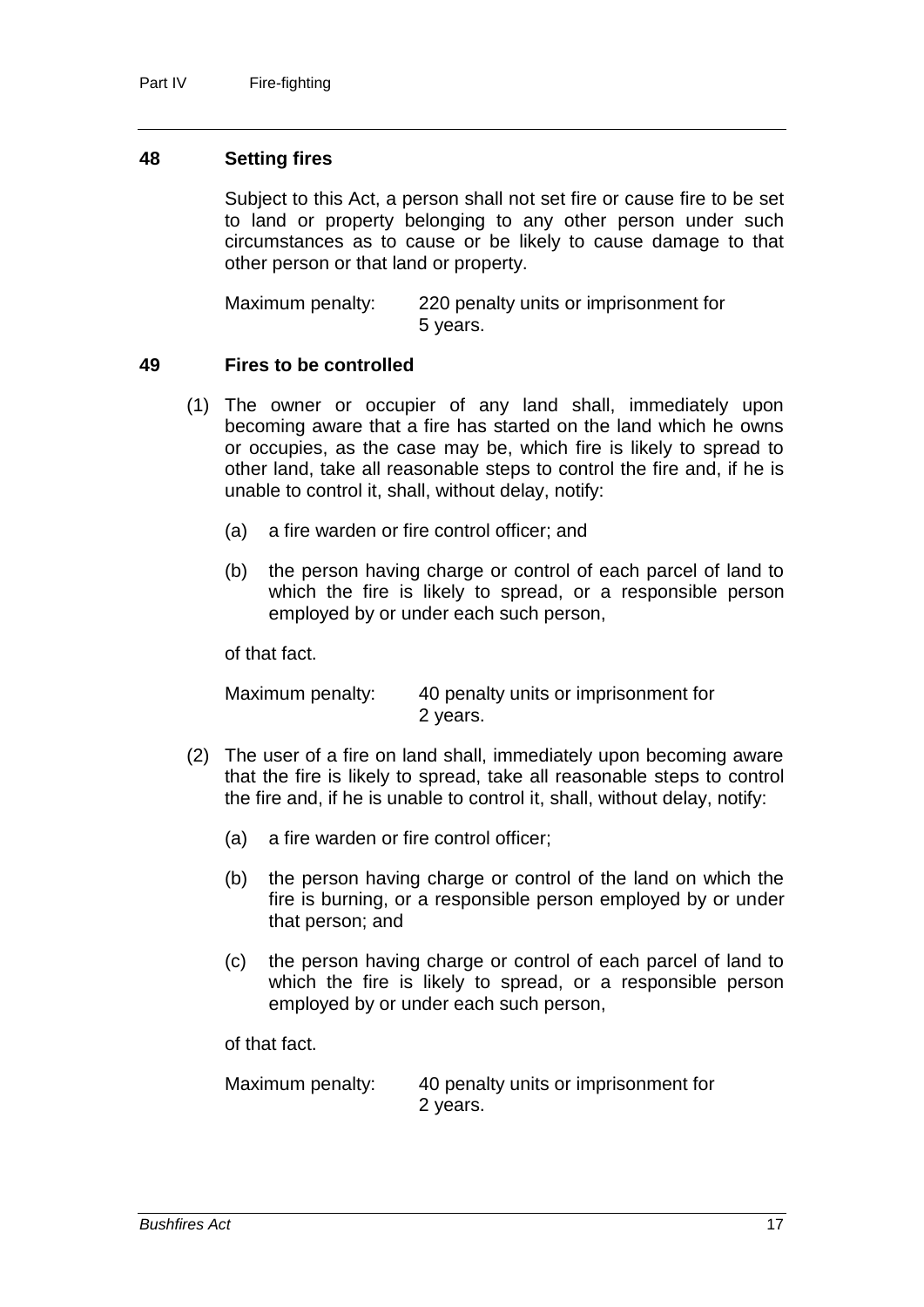## 48 Setting fires

Subject to this Act, a person shall not set fire or cause fire to be set to land or property belonging to any other person under such circumstances as to cause or be likely to cause damage to that other person or that land or property.

Maximum penalty: 220 penalty units or imprisonment for 5 years.

## 49 Fires to be controlled

(1) The owner or occupier of any land shall, immediately upon becoming aware that a fire has started on the land which he owns or occupies, as the case may be, which fire is likely to spread to other land, take all reasonable steps to control the fire and, if he is unable to control it, shall, without delay, notify:

(a) a fire warden or fire control officer; and

(b) the person having charge or control of each parcel of land to which the fire is likely to spread, or a responsible person employed by or under each such person,

of that fact.

Maximum penalty: 40 penalty units or imprisonment for 2 years.

(2) The user of a fire on land shall, immediately upon becoming aware that the fire is likely to spread, take all reasonable steps to control the fire and, if he is unable to control it, shall, without delay, notify:

(a) a fire warden or fire control officer;

(b) the person having charge or control of the land on which the fire is burning, or a responsible person employed by or under that person; and

(c) the person having charge or control of each parcel of land to which the fire is likely to spread, or a responsible person employed by or under each such person,

of that fact.

Maximum penalty: 40 penalty units or imprisonment for 2 years.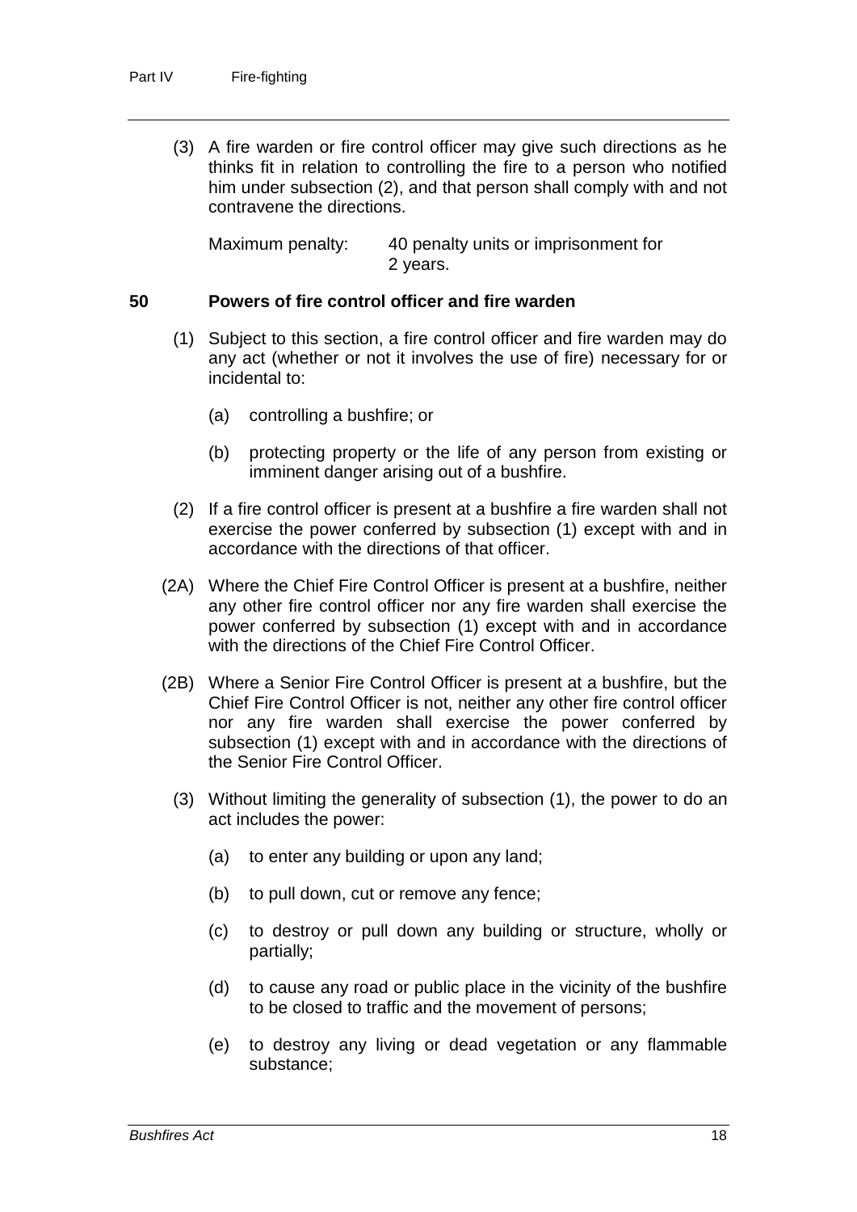(3) A fire warden or fire control officer may give such directions as he thinks fit in relation to controlling the fire to a person who notified him under subsection (2), and that person shall comply with and not contravene the directions.

Maximum penalty: 40 penalty units or imprisonment for 2 years.

### 50 Powers of fire control officer and fire warden

(1) Subject to this section, a fire control officer and fire warden may do any act (whether or not it involves the use of fire) necessary for or incidental to:

(a) controlling a bushfire; or

(b) protecting property or the life of any person from existing or imminent danger arising out of a bushfire.

(2) If a fire control officer is present at a bushfire a fire warden shall not exercise the power conferred by subsection (1) except with and in accordance with the directions of that officer.

(2A) Where the Chief Fire Control Officer is present at a bushfire, neither any other fire control officer nor any fire warden shall exercise the power conferred by subsection (1) except with and in accordance with the directions of the Chief Fire Control Officer.

(2B) Where a Senior Fire Control Officer is present at a bushfire, but the Chief Fire Control Officer is not, neither any other fire control officer nor any fire warden shall exercise the power conferred by subsection (1) except with and in accordance with the directions of the Senior Fire Control Officer.

(3) Without limiting the generality of subsection (1), the power to do an act includes the power:

(a) to enter any building or upon any land;

(b) to pull down, cut or remove any fence;

(c) to destroy or pull down any building or structure, wholly or partially;

(d) to cause any road or public place in the vicinity of the bushfire to be closed to traffic and the movement of persons;

(e) to destroy any living or dead vegetation or any flammable substance;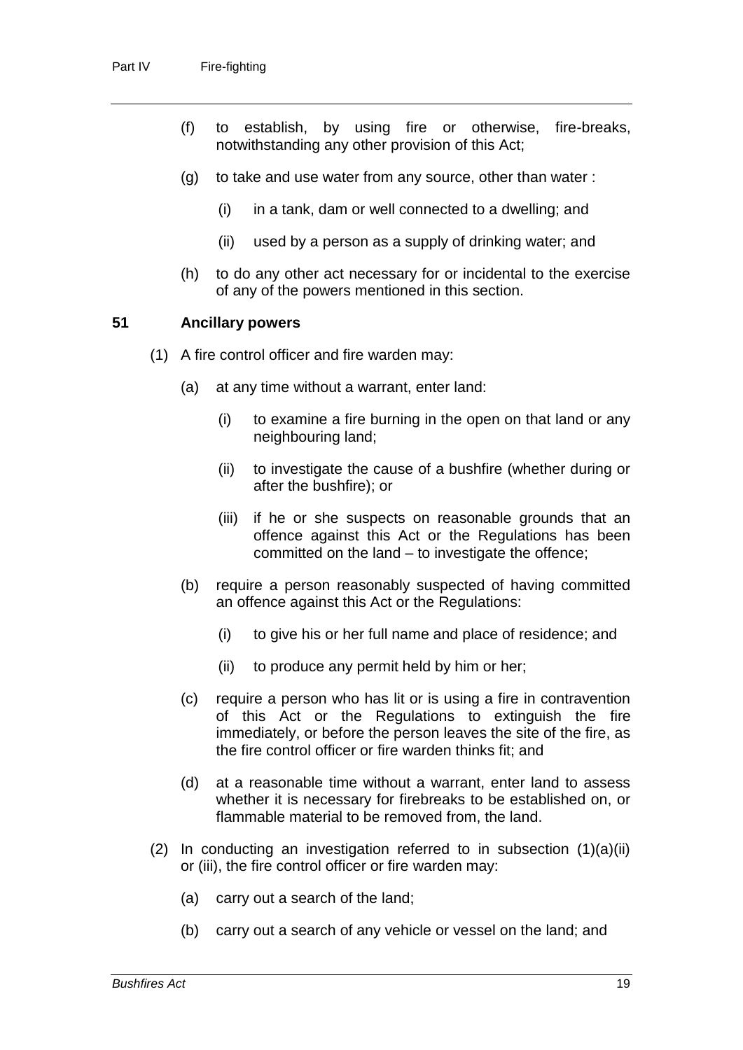(f) to establish, by using fire or otherwise, fire-breaks, notwithstanding any other provision of this Act;

(g) to take and use water from any source, other than water :

  (i) in a tank, dam or well connected to a dwelling; and

  (ii) used by a person as a supply of drinking water; and

(h) to do any other act necessary for or incidental to the exercise of any of the powers mentioned in this section.

### 51 Ancillary powers

(1) A fire control officer and fire warden may:

  (a) at any time without a warrant, enter land:

    (i) to examine a fire burning in the open on that land or any neighbouring land;

    (ii) to investigate the cause of a bushfire (whether during or after the bushfire); or

    (iii) if he or she suspects on reasonable grounds that an offence against this Act or the Regulations has been committed on the land – to investigate the offence;

  (b) require a person reasonably suspected of having committed an offence against this Act or the Regulations:

    (i) to give his or her full name and place of residence; and

    (ii) to produce any permit held by him or her;

  (c) require a person who has lit or is using a fire in contravention of this Act or the Regulations to extinguish the fire immediately, or before the person leaves the site of the fire, as the fire control officer or fire warden thinks fit; and

  (d) at a reasonable time without a warrant, enter land to assess whether it is necessary for firebreaks to be established on, or flammable material to be removed from, the land.

(2) In conducting an investigation referred to in subsection (1)(a)(ii) or (iii), the fire control officer or fire warden may:

  (a) carry out a search of the land;

  (b) carry out a search of any vehicle or vessel on the land; and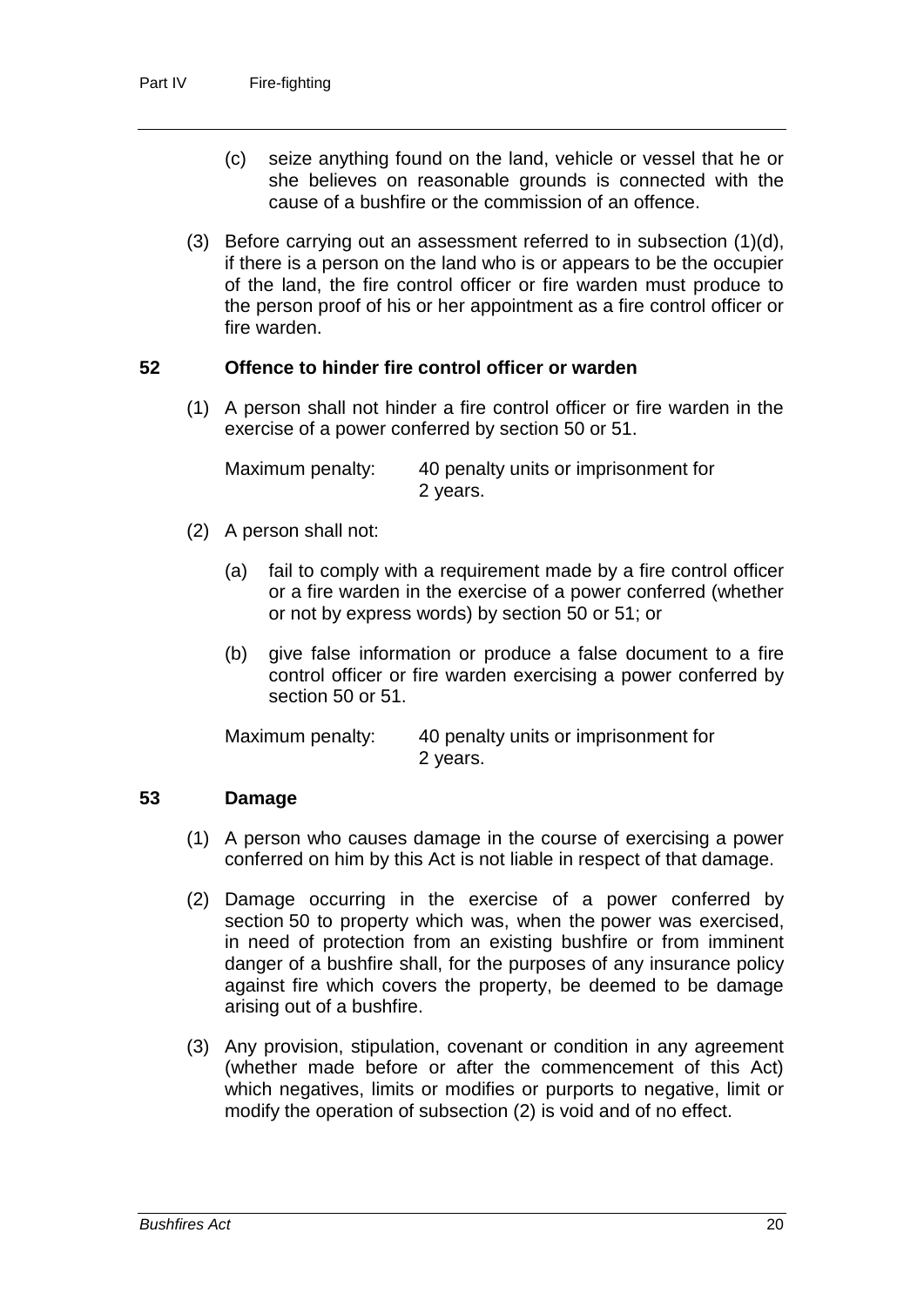(c) seize anything found on the land, vehicle or vessel that he or she believes on reasonable grounds is connected with the cause of a bushfire or the commission of an offence.

(3) Before carrying out an assessment referred to in subsection (1)(d), if there is a person on the land who is or appears to be the occupier of the land, the fire control officer or fire warden must produce to the person proof of his or her appointment as a fire control officer or fire warden.

## 52 Offence to hinder fire control officer or warden

(1) A person shall not hinder a fire control officer or fire warden in the exercise of a power conferred by section 50 or 51.

Maximum penalty: 40 penalty units or imprisonment for 2 years.

(2) A person shall not:

(a) fail to comply with a requirement made by a fire control officer or a fire warden in the exercise of a power conferred (whether or not by express words) by section 50 or 51; or

(b) give false information or produce a false document to a fire control officer or fire warden exercising a power conferred by section 50 or 51.

Maximum penalty: 40 penalty units or imprisonment for 2 years.

## 53 Damage

(1) A person who causes damage in the course of exercising a power conferred on him by this Act is not liable in respect of that damage.

(2) Damage occurring in the exercise of a power conferred by section 50 to property which was, when the power was exercised, in need of protection from an existing bushfire or from imminent danger of a bushfire shall, for the purposes of any insurance policy against fire which covers the property, be deemed to be damage arising out of a bushfire.

(3) Any provision, stipulation, covenant or condition in any agreement (whether made before or after the commencement of this Act) which negatives, limits or modifies or purports to negative, limit or modify the operation of subsection (2) is void and of no effect.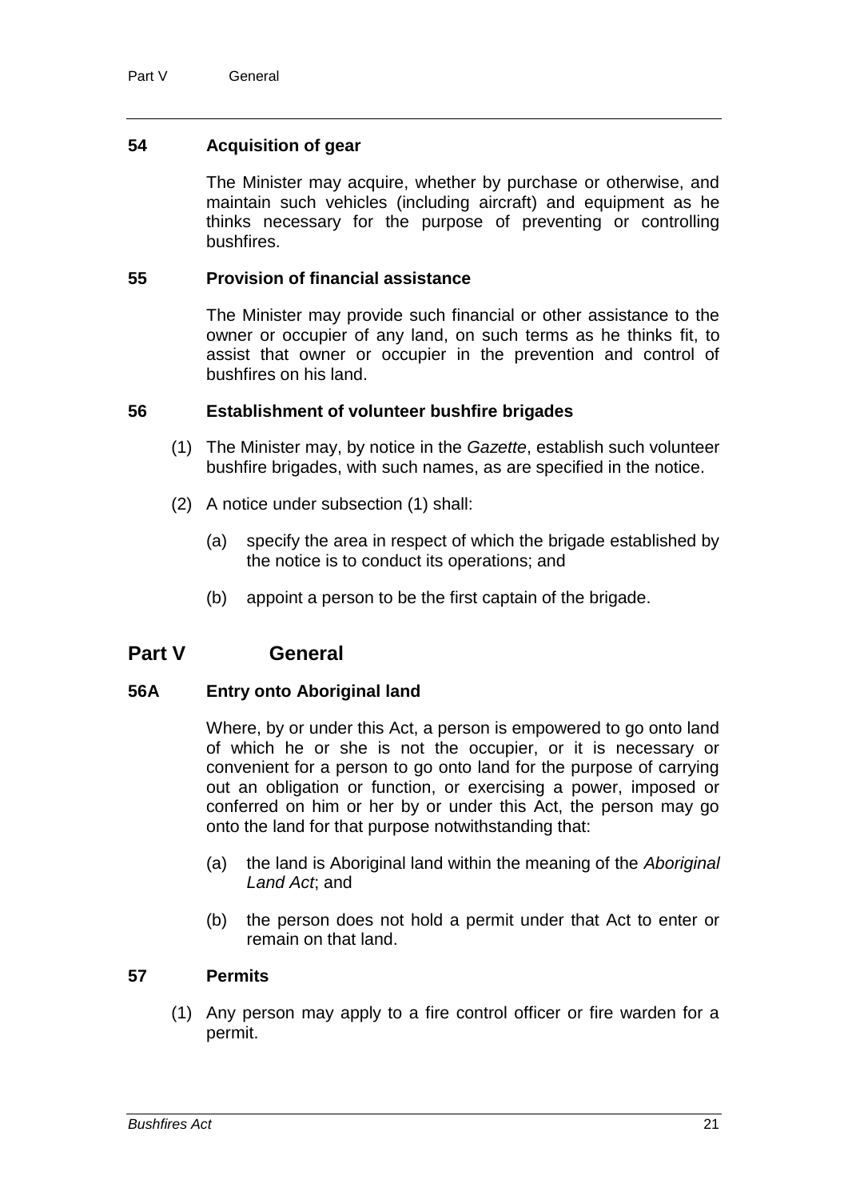### 54 Acquisition of gear

The Minister may acquire, whether by purchase or otherwise, and maintain such vehicles (including aircraft) and equipment as he thinks necessary for the purpose of preventing or controlling bushfires.

### 55 Provision of financial assistance

The Minister may provide such financial or other assistance to the owner or occupier of any land, on such terms as he thinks fit, to assist that owner or occupier in the prevention and control of bushfires on his land.

### 56 Establishment of volunteer bushfire brigades

(1) The Minister may, by notice in the *Gazette*, establish such volunteer bushfire brigades, with such names, as are specified in the notice.

(2) A notice under subsection (1) shall:

(a) specify the area in respect of which the brigade established by the notice is to conduct its operations; and

(b) appoint a person to be the first captain of the brigade.

## Part V General

### 56A Entry onto Aboriginal land

Where, by or under this Act, a person is empowered to go onto land of which he or she is not the occupier, or it is necessary or convenient for a person to go onto land for the purpose of carrying out an obligation or function, or exercising a power, imposed or conferred on him or her by or under this Act, the person may go onto the land for that purpose notwithstanding that:

(a) the land is Aboriginal land within the meaning of the *Aboriginal Land Act*; and

(b) the person does not hold a permit under that Act to enter or remain on that land.

### 57 Permits

(1) Any person may apply to a fire control officer or fire warden for a permit.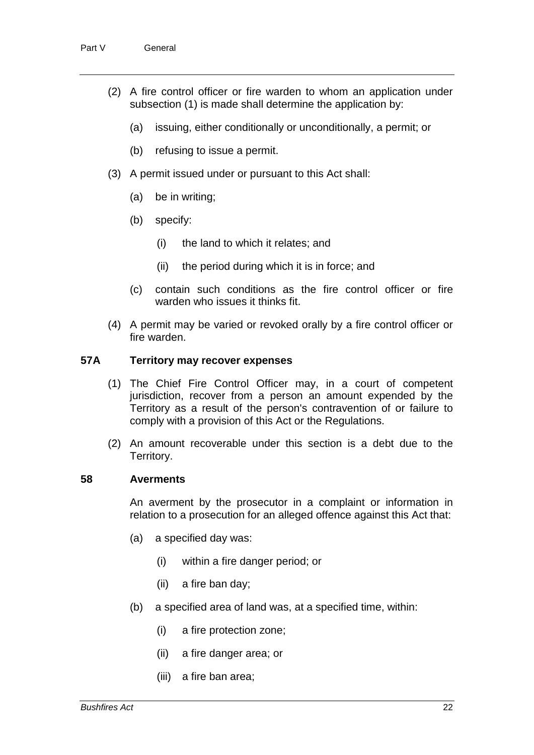(2) A fire control officer or fire warden to whom an application under subsection (1) is made shall determine the application by:

(a) issuing, either conditionally or unconditionally, a permit; or

(b) refusing to issue a permit.

(3) A permit issued under or pursuant to this Act shall:

(a) be in writing;

(b) specify:

(i) the land to which it relates; and

(ii) the period during which it is in force; and

(c) contain such conditions as the fire control officer or fire warden who issues it thinks fit.

(4) A permit may be varied or revoked orally by a fire control officer or fire warden.

### 57A Territory may recover expenses

(1) The Chief Fire Control Officer may, in a court of competent jurisdiction, recover from a person an amount expended by the Territory as a result of the person's contravention of or failure to comply with a provision of this Act or the Regulations.

(2) An amount recoverable under this section is a debt due to the Territory.

### 58 Averments

An averment by the prosecutor in a complaint or information in relation to a prosecution for an alleged offence against this Act that:

(a) a specified day was:

(i) within a fire danger period; or

(ii) a fire ban day;

(b) a specified area of land was, at a specified time, within:

(i) a fire protection zone;

(ii) a fire danger area; or

(iii) a fire ban area;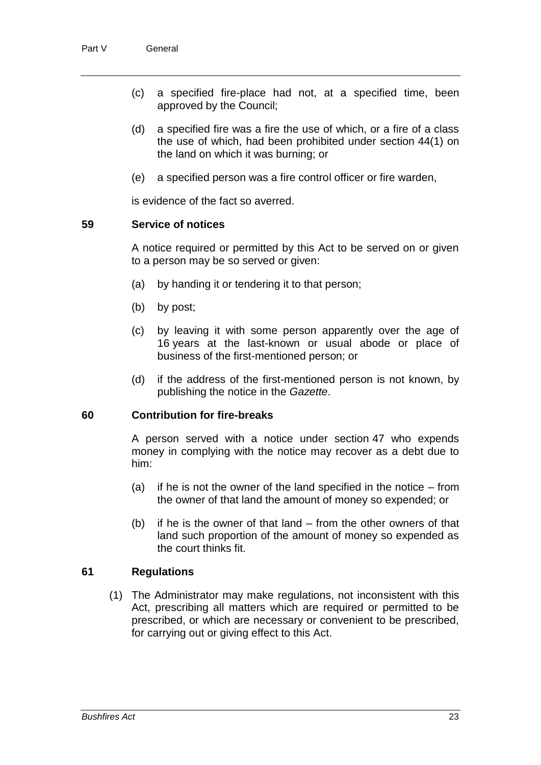(c) a specified fire-place had not, at a specified time, been approved by the Council;

(d) a specified fire was a fire the use of which, or a fire of a class the use of which, had been prohibited under section 44(1) on the land on which it was burning; or

(e) a specified person was a fire control officer or fire warden,

is evidence of the fact so averred.

## 59 Service of notices

A notice required or permitted by this Act to be served on or given to a person may be so served or given:

(a) by handing it or tendering it to that person;

(b) by post;

(c) by leaving it with some person apparently over the age of 16 years at the last-known or usual abode or place of business of the first-mentioned person; or

(d) if the address of the first-mentioned person is not known, by publishing the notice in the *Gazette*.

## 60 Contribution for fire-breaks

A person served with a notice under section 47 who expends money in complying with the notice may recover as a debt due to him:

(a) if he is not the owner of the land specified in the notice – from the owner of that land the amount of money so expended; or

(b) if he is the owner of that land – from the other owners of that land such proportion of the amount of money so expended as the court thinks fit.

## 61 Regulations

(1) The Administrator may make regulations, not inconsistent with this Act, prescribing all matters which are required or permitted to be prescribed, or which are necessary or convenient to be prescribed, for carrying out or giving effect to this Act.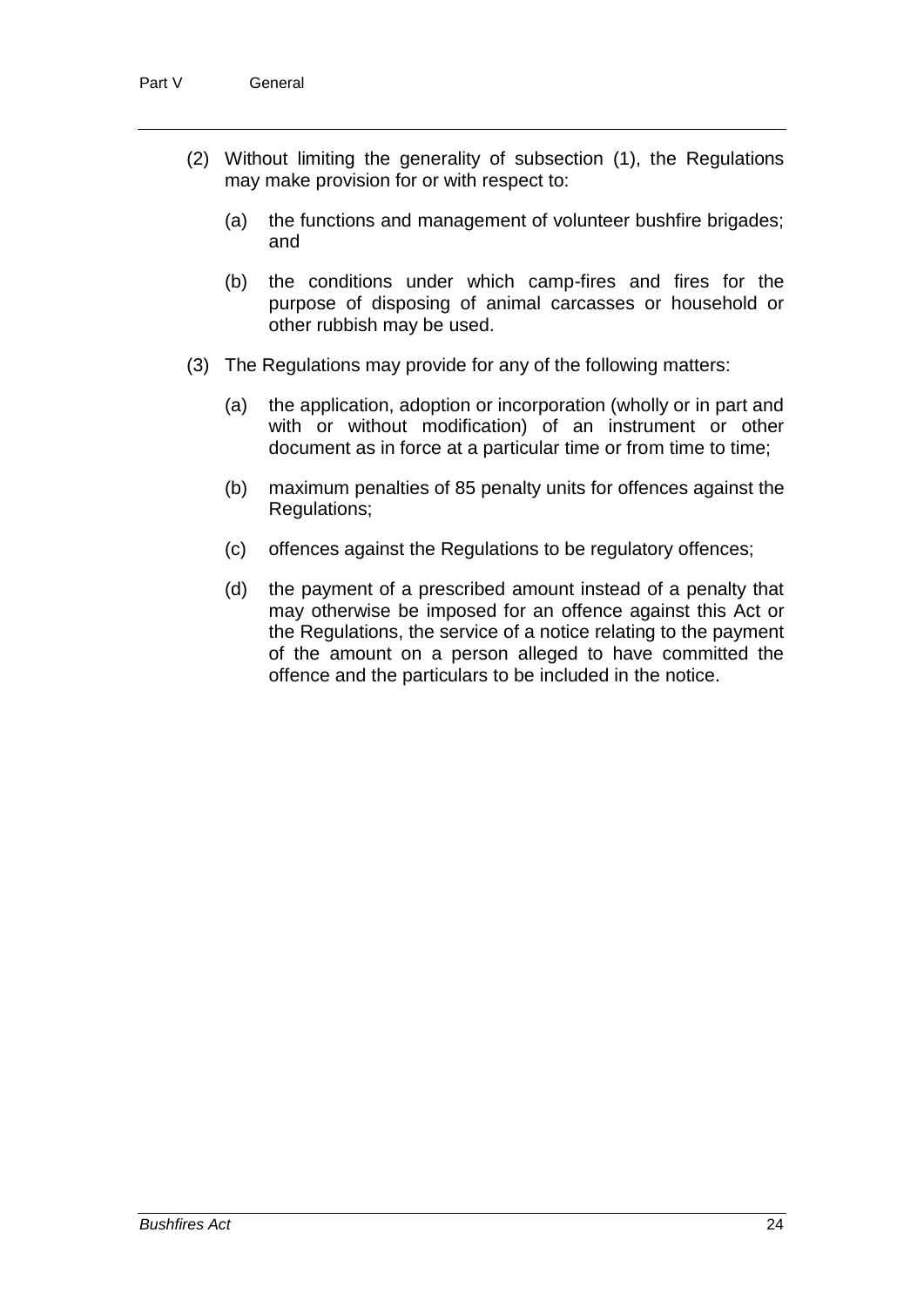(2) Without limiting the generality of subsection (1), the Regulations may make provision for or with respect to:

(a) the functions and management of volunteer bushfire brigades; and

(b) the conditions under which camp-fires and fires for the purpose of disposing of animal carcasses or household or other rubbish may be used.

(3) The Regulations may provide for any of the following matters:

(a) the application, adoption or incorporation (wholly or in part and with or without modification) of an instrument or other document as in force at a particular time or from time to time;

(b) maximum penalties of 85 penalty units for offences against the Regulations;

(c) offences against the Regulations to be regulatory offences;

(d) the payment of a prescribed amount instead of a penalty that may otherwise be imposed for an offence against this Act or the Regulations, the service of a notice relating to the payment of the amount on a person alleged to have committed the offence and the particulars to be included in the notice.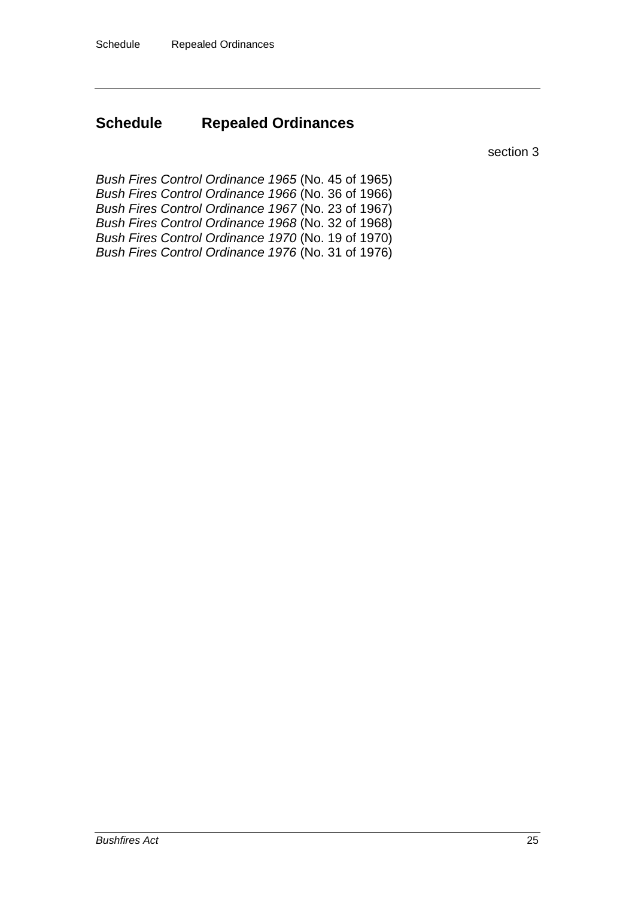## Schedule Repealed Ordinances

section 3

*Bush Fires Control Ordinance 1965* (No. 45 of 1965)
*Bush Fires Control Ordinance 1966* (No. 36 of 1966)
*Bush Fires Control Ordinance 1967* (No. 23 of 1967)
*Bush Fires Control Ordinance 1968* (No. 32 of 1968)
*Bush Fires Control Ordinance 1970* (No. 19 of 1970)
*Bush Fires Control Ordinance 1976* (No. 31 of 1976)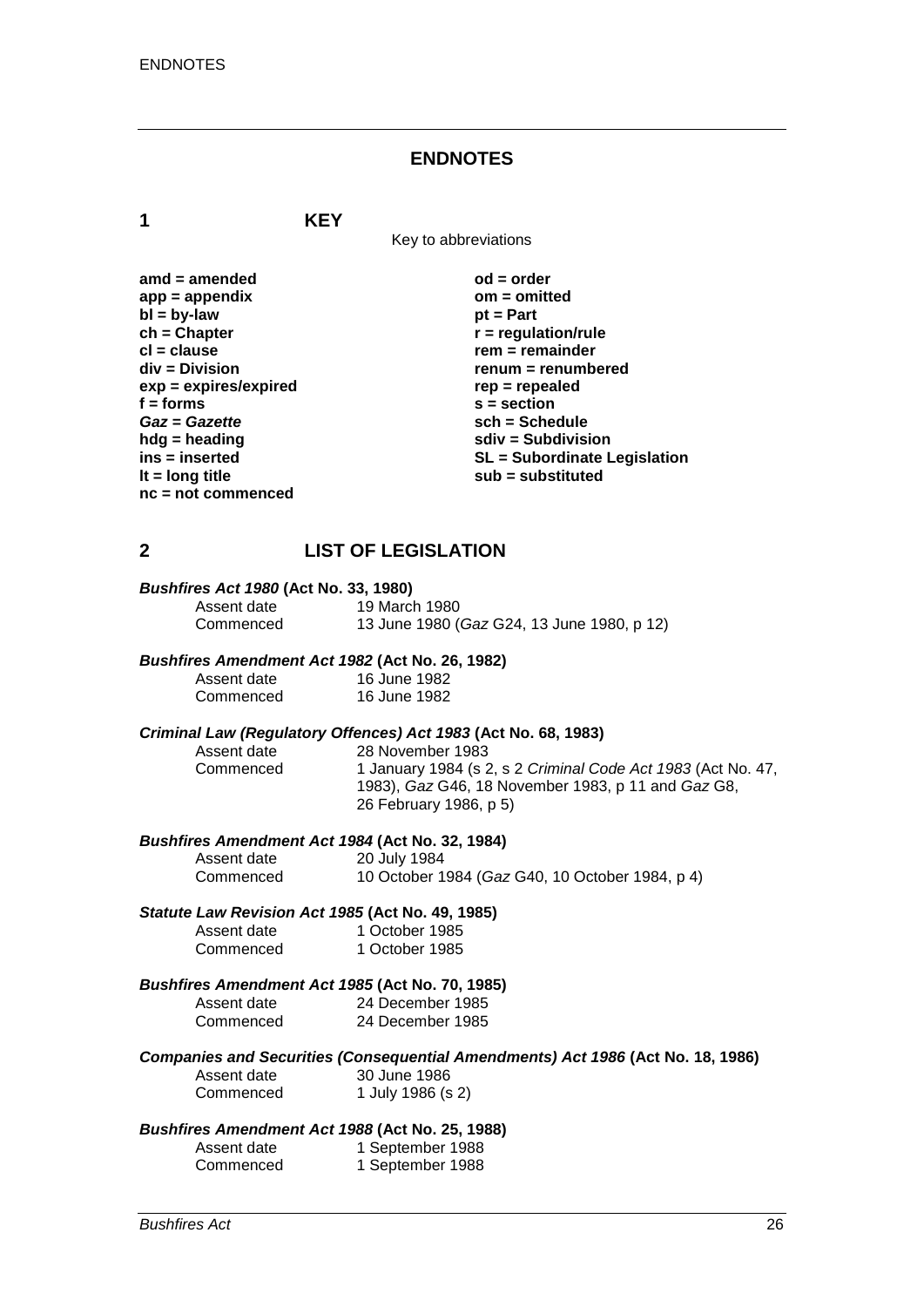## ENDNOTES

### 1 KEY

Key to abbreviations

**amd = amended**
**app = appendix**
**bl = by-law**
**ch = Chapter**
**cl = clause**
**div = Division**
**exp = expires/expired**
**f = forms**
***Gaz* = *Gazette***
**hdg = heading**
**ins = inserted**
**lt = long title**
**nc = not commenced**
**od = order**
**om = omitted**
**pt = Part**
**r = regulation/rule**
**rem = remainder**
**renum = renumbered**
**rep = repealed**
**s = section**
**sch = Schedule**
**sdiv = Subdivision**
**SL = Subordinate Legislation**
**sub = substituted**

### 2 LIST OF LEGISLATION

***Bushfires Act 1980* (Act No. 33, 1980)**

| | |
|---|---|
| Assent date | 19 March 1980 |
| Commenced | 13 June 1980 (*Gaz* G24, 13 June 1980, p 12) |

***Bushfires Amendment Act 1982* (Act No. 26, 1982)**

| | |
|---|---|
| Assent date | 16 June 1982 |
| Commenced | 16 June 1982 |

***Criminal Law (Regulatory Offences) Act 1983* (Act No. 68, 1983)**

| | |
|---|---|
| Assent date | 28 November 1983 |
| Commenced | 1 January 1984 (s 2, s 2 *Criminal Code Act 1983* (Act No. 47, 1983), *Gaz* G46, 18 November 1983, p 11 and *Gaz* G8, 26 February 1986, p 5) |

***Bushfires Amendment Act 1984* (Act No. 32, 1984)**

| | |
|---|---|
| Assent date | 20 July 1984 |
| Commenced | 10 October 1984 (*Gaz* G40, 10 October 1984, p 4) |

***Statute Law Revision Act 1985* (Act No. 49, 1985)**

| | |
|---|---|
| Assent date | 1 October 1985 |
| Commenced | 1 October 1985 |

***Bushfires Amendment Act 1985* (Act No. 70, 1985)**

| | |
|---|---|
| Assent date | 24 December 1985 |
| Commenced | 24 December 1985 |

***Companies and Securities (Consequential Amendments) Act 1986* (Act No. 18, 1986)**

| | |
|---|---|
| Assent date | 30 June 1986 |
| Commenced | 1 July 1986 (s 2) |

***Bushfires Amendment Act 1988* (Act No. 25, 1988)**

| | |
|---|---|
| Assent date | 1 September 1988 |
| Commenced | 1 September 1988 |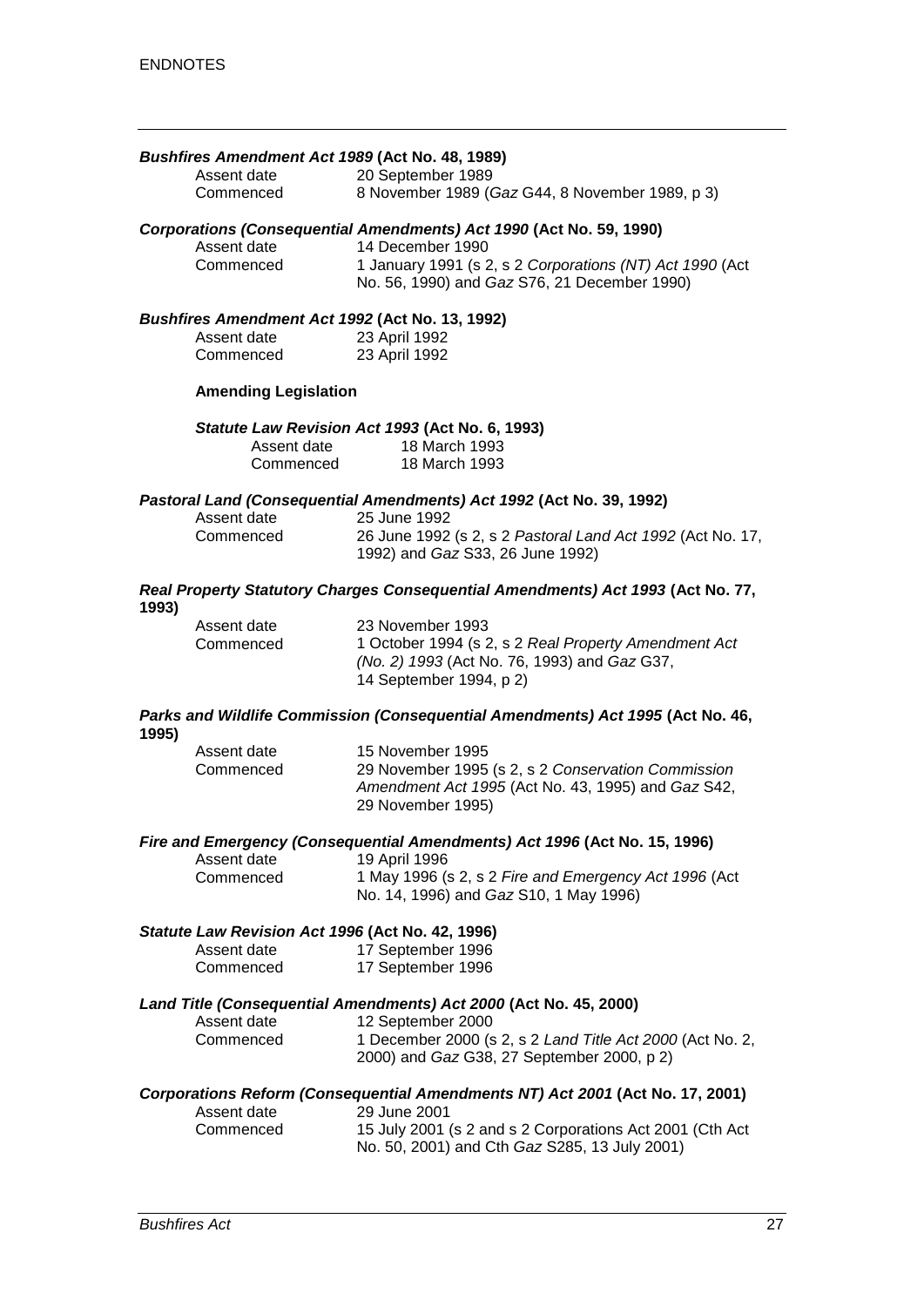***Bushfires Amendment Act 1989* (Act No. 48, 1989)**

| | |
|---|---|
| Assent date | 20 September 1989 |
| Commenced | 8 November 1989 (*Gaz* G44, 8 November 1989, p 3) |

***Corporations (Consequential Amendments) Act 1990* (Act No. 59, 1990)**

| | |
|---|---|
| Assent date | 14 December 1990 |
| Commenced | 1 January 1991 (s 2, s 2 *Corporations (NT) Act 1990* (Act No. 56, 1990) and *Gaz* S76, 21 December 1990) |

***Bushfires Amendment Act 1992* (Act No. 13, 1992)**

| | |
|---|---|
| Assent date | 23 April 1992 |
| Commenced | 23 April 1992 |

**Amending Legislation**

***Statute Law Revision Act 1993* (Act No. 6, 1993)**

| | |
|---|---|
| Assent date | 18 March 1993 |
| Commenced | 18 March 1993 |

***Pastoral Land (Consequential Amendments) Act 1992* (Act No. 39, 1992)**

| | |
|---|---|
| Assent date | 25 June 1992 |
| Commenced | 26 June 1992 (s 2, s 2 *Pastoral Land Act 1992* (Act No. 17, 1992) and *Gaz* S33, 26 June 1992) |

***Real Property Statutory Charges Consequential Amendments) Act 1993* (Act No. 77, 1993)**

| | |
|---|---|
| Assent date | 23 November 1993 |
| Commenced | 1 October 1994 (s 2, s 2 *Real Property Amendment Act (No. 2) 1993* (Act No. 76, 1993) and *Gaz* G37, 14 September 1994, p 2) |

***Parks and Wildlife Commission (Consequential Amendments) Act 1995* (Act No. 46, 1995)**

| | |
|---|---|
| Assent date | 15 November 1995 |
| Commenced | 29 November 1995 (s 2, s 2 *Conservation Commission Amendment Act 1995* (Act No. 43, 1995) and *Gaz* S42, 29 November 1995) |

***Fire and Emergency (Consequential Amendments) Act 1996* (Act No. 15, 1996)**

| | |
|---|---|
| Assent date | 19 April 1996 |
| Commenced | 1 May 1996 (s 2, s 2 *Fire and Emergency Act 1996* (Act No. 14, 1996) and *Gaz* S10, 1 May 1996) |

***Statute Law Revision Act 1996* (Act No. 42, 1996)**

| | |
|---|---|
| Assent date | 17 September 1996 |
| Commenced | 17 September 1996 |

***Land Title (Consequential Amendments) Act 2000* (Act No. 45, 2000)**

| | |
|---|---|
| Assent date | 12 September 2000 |
| Commenced | 1 December 2000 (s 2, s 2 *Land Title Act 2000* (Act No. 2, 2000) and *Gaz* G38, 27 September 2000, p 2) |

***Corporations Reform (Consequential Amendments NT) Act 2001* (Act No. 17, 2001)**

| | |
|---|---|
| Assent date | 29 June 2001 |
| Commenced | 15 July 2001 (s 2 and s 2 Corporations Act 2001 (Cth Act No. 50, 2001) and Cth *Gaz* S285, 13 July 2001) |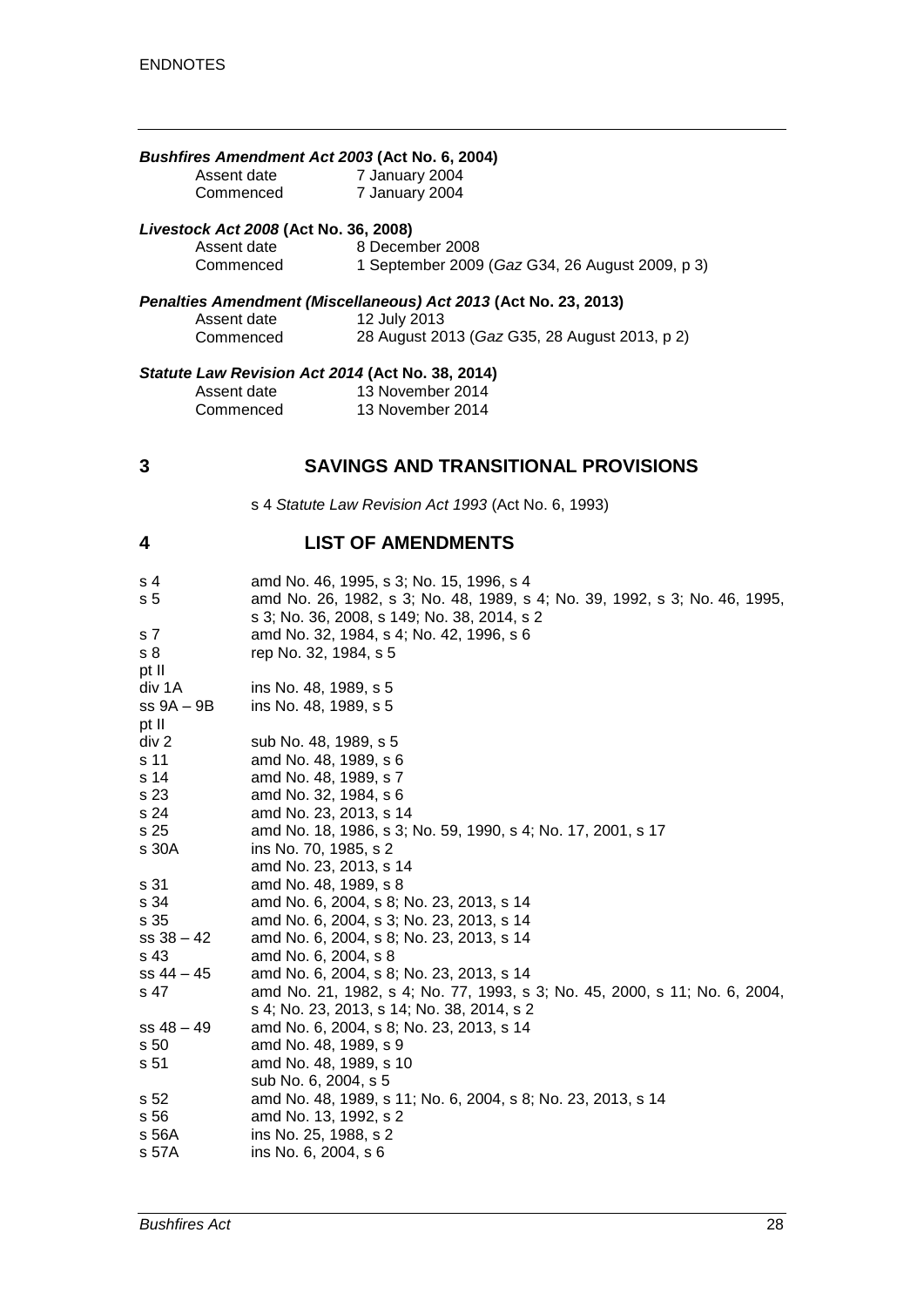***Bushfires Amendment Act 2003* (Act No. 6, 2004)**

Assent date 7 January 2004
Commenced 7 January 2004

***Livestock Act 2008* (Act No. 36, 2008)**

Assent date 8 December 2008
Commenced 1 September 2009 (*Gaz* G34, 26 August 2009, p 3)

***Penalties Amendment (Miscellaneous) Act 2013* (Act No. 23, 2013)**

Assent date 12 July 2013
Commenced 28 August 2013 (*Gaz* G35, 28 August 2013, p 2)

***Statute Law Revision Act 2014* (Act No. 38, 2014)**

Assent date 13 November 2014
Commenced 13 November 2014

## 3 SAVINGS AND TRANSITIONAL PROVISIONS

s 4 *Statute Law Revision Act 1993* (Act No. 6, 1993)

## 4 LIST OF AMENDMENTS

| | |
|---|---|
| s 4 | amd No. 46, 1995, s 3; No. 15, 1996, s 4 |
| s 5 | amd No. 26, 1982, s 3; No. 48, 1989, s 4; No. 39, 1992, s 3; No. 46, 1995, s 3; No. 36, 2008, s 149; No. 38, 2014, s 2 |
| s 7 | amd No. 32, 1984, s 4; No. 42, 1996, s 6 |
| s 8 | rep No. 32, 1984, s 5 |
| pt II | |
| div 1A | ins No. 48, 1989, s 5 |
| ss 9A – 9B | ins No. 48, 1989, s 5 |
| pt II | |
| div 2 | sub No. 48, 1989, s 5 |
| s 11 | amd No. 48, 1989, s 6 |
| s 14 | amd No. 48, 1989, s 7 |
| s 23 | amd No. 32, 1984, s 6 |
| s 24 | amd No. 23, 2013, s 14 |
| s 25 | amd No. 18, 1986, s 3; No. 59, 1990, s 4; No. 17, 2001, s 17 |
| s 30A | ins No. 70, 1985, s 2 |
| | amd No. 23, 2013, s 14 |
| s 31 | amd No. 48, 1989, s 8 |
| s 34 | amd No. 6, 2004, s 8; No. 23, 2013, s 14 |
| s 35 | amd No. 6, 2004, s 3; No. 23, 2013, s 14 |
| ss 38 – 42 | amd No. 6, 2004, s 8; No. 23, 2013, s 14 |
| s 43 | amd No. 6, 2004, s 8 |
| ss 44 – 45 | amd No. 6, 2004, s 8; No. 23, 2013, s 14 |
| s 47 | amd No. 21, 1982, s 4; No. 77, 1993, s 3; No. 45, 2000, s 11; No. 6, 2004, s 4; No. 23, 2013, s 14; No. 38, 2014, s 2 |
| ss 48 – 49 | amd No. 6, 2004, s 8; No. 23, 2013, s 14 |
| s 50 | amd No. 48, 1989, s 9 |
| s 51 | amd No. 48, 1989, s 10 |
| | sub No. 6, 2004, s 5 |
| s 52 | amd No. 48, 1989, s 11; No. 6, 2004, s 8; No. 23, 2013, s 14 |
| s 56 | amd No. 13, 1992, s 2 |
| s 56A | ins No. 25, 1988, s 2 |
| s 57A | ins No. 6, 2004, s 6 |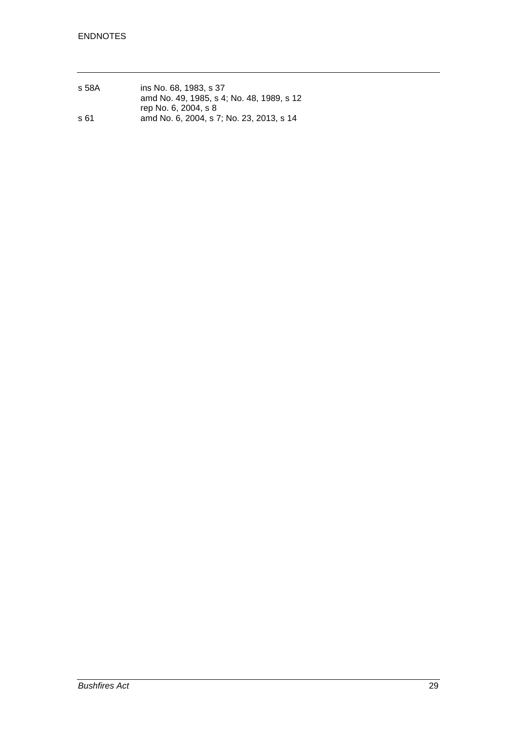| | |
|---|---|
| s 58A | ins No. 68, 1983, s 37 |
| | amd No. 49, 1985, s 4; No. 48, 1989, s 12 |
| | rep No. 6, 2004, s 8 |
| s 61 | amd No. 6, 2004, s 7; No. 23, 2013, s 14 |